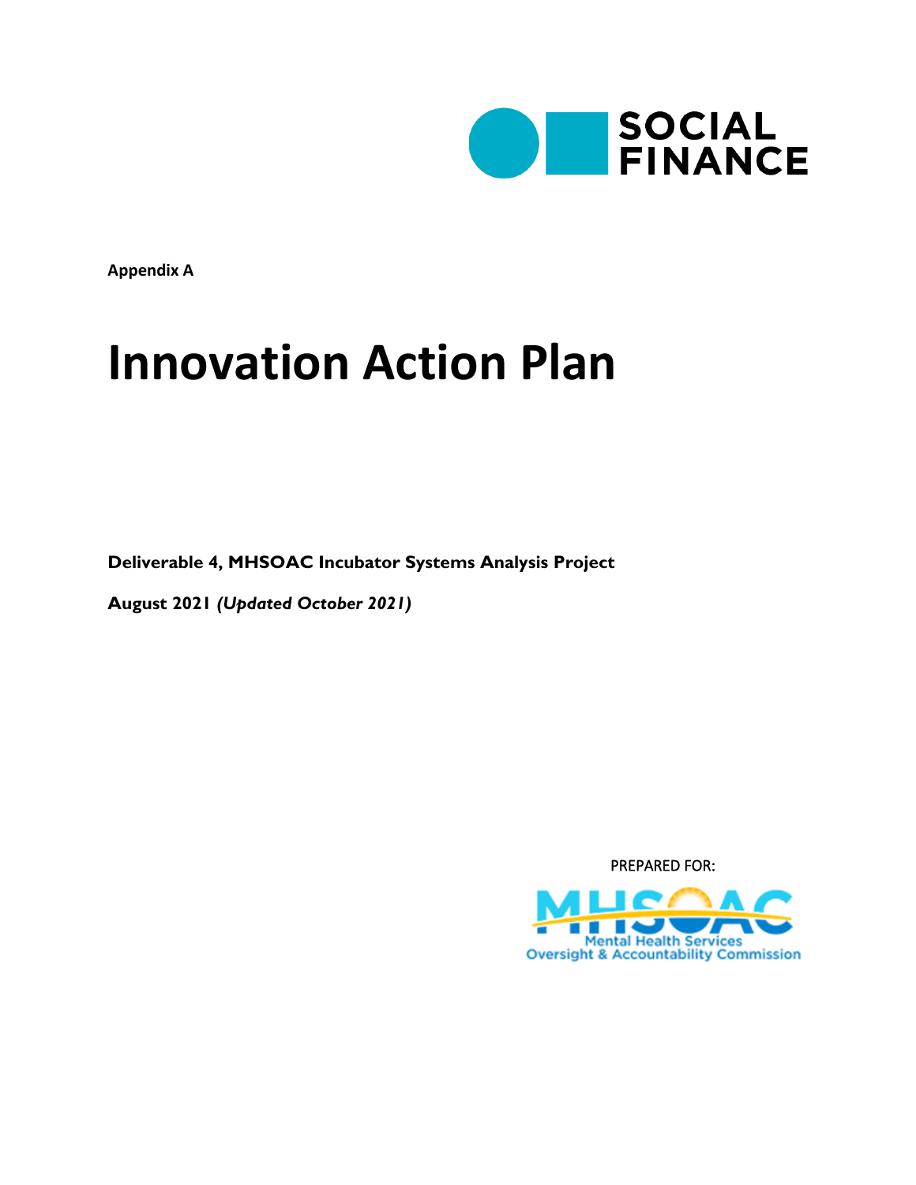SOCIAL FINANCE

**Appendix A**

# Innovation Action Plan

**Deliverable 4, MHSOAC Incubator Systems Analysis Project**

**August 2021** ***(Updated October 2021)***

PREPARED FOR:

MHSOAC

Mental Health Services Oversight & Accountability Commission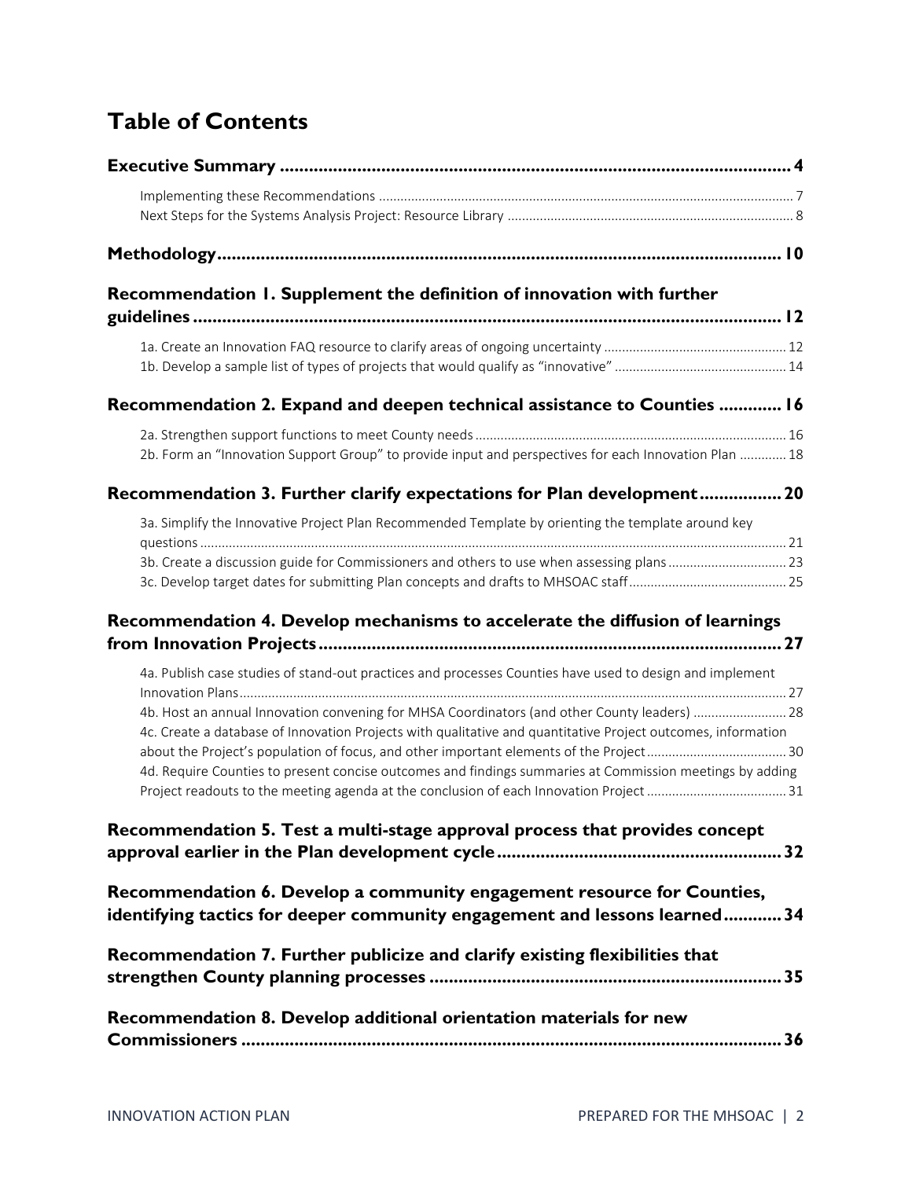# Table of Contents

**Executive Summary ..... 4**

- Implementing these Recommendations ..... 7
- Next Steps for the Systems Analysis Project: Resource Library ..... 8

**Methodology ..... 10**

**Recommendation 1. Supplement the definition of innovation with further guidelines ..... 12**

- 1a. Create an Innovation FAQ resource to clarify areas of ongoing uncertainty ..... 12
- 1b. Develop a sample list of types of projects that would qualify as "innovative" ..... 14

**Recommendation 2. Expand and deepen technical assistance to Counties ..... 16**

- 2a. Strengthen support functions to meet County needs ..... 16
- 2b. Form an "Innovation Support Group" to provide input and perspectives for each Innovation Plan ..... 18

**Recommendation 3. Further clarify expectations for Plan development ..... 20**

- 3a. Simplify the Innovative Project Plan Recommended Template by orienting the template around key questions ..... 21
- 3b. Create a discussion guide for Commissioners and others to use when assessing plans ..... 23
- 3c. Develop target dates for submitting Plan concepts and drafts to MHSOAC staff ..... 25

**Recommendation 4. Develop mechanisms to accelerate the diffusion of learnings from Innovation Projects ..... 27**

- 4a. Publish case studies of stand-out practices and processes Counties have used to design and implement Innovation Plans ..... 27
- 4b. Host an annual Innovation convening for MHSA Coordinators (and other County leaders) ..... 28
- 4c. Create a database of Innovation Projects with qualitative and quantitative Project outcomes, information about the Project's population of focus, and other important elements of the Project ..... 30
- 4d. Require Counties to present concise outcomes and findings summaries at Commission meetings by adding Project readouts to the meeting agenda at the conclusion of each Innovation Project ..... 31

**Recommendation 5. Test a multi-stage approval process that provides concept approval earlier in the Plan development cycle ..... 32**

**Recommendation 6. Develop a community engagement resource for Counties, identifying tactics for deeper community engagement and lessons learned ..... 34**

**Recommendation 7. Further publicize and clarify existing flexibilities that strengthen County planning processes ..... 35**

**Recommendation 8. Develop additional orientation materials for new Commissioners ..... 36**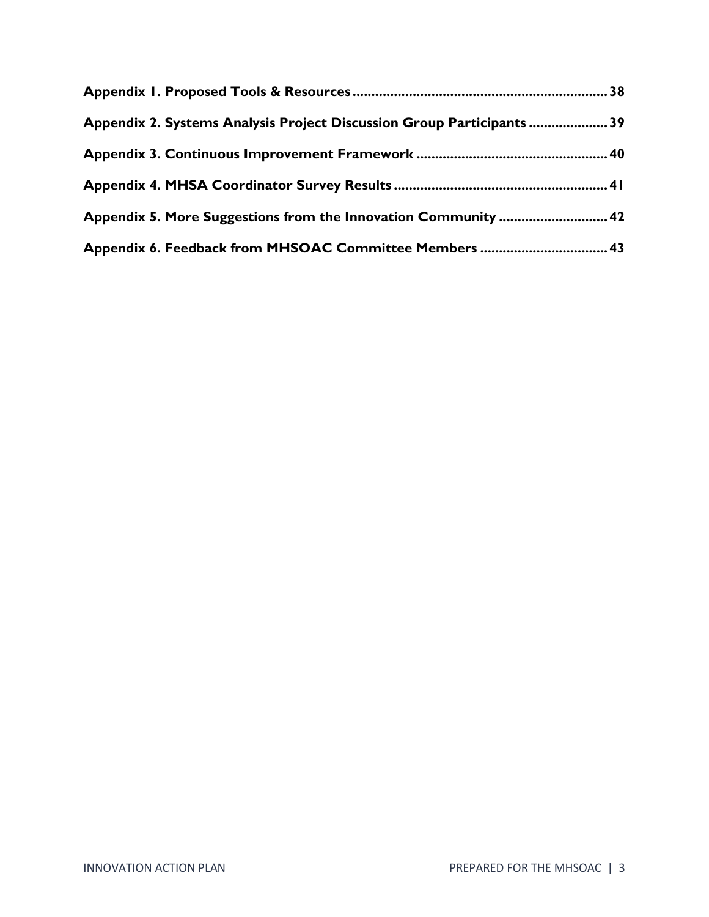**Appendix 1. Proposed Tools & Resources** .................................................................... 38

**Appendix 2. Systems Analysis Project Discussion Group Participants** ..................... 39

**Appendix 3. Continuous Improvement Framework** .................................................. 40

**Appendix 4. MHSA Coordinator Survey Results** ......................................................... 41

**Appendix 5. More Suggestions from the Innovation Community** ............................ 42

**Appendix 6. Feedback from MHSOAC Committee Members** .................................. 43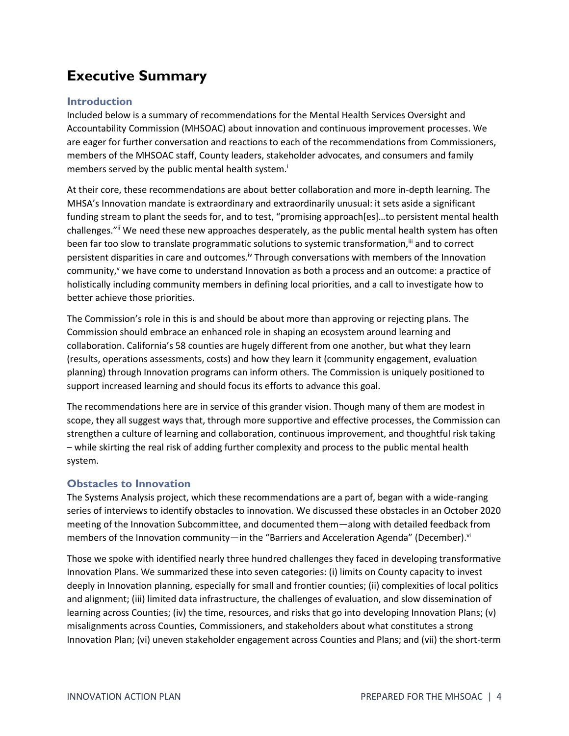# Executive Summary

## Introduction

Included below is a summary of recommendations for the Mental Health Services Oversight and Accountability Commission (MHSOAC) about innovation and continuous improvement processes. We are eager for further conversation and reactions to each of the recommendations from Commissioners, members of the MHSOAC staff, County leaders, stakeholder advocates, and consumers and family members served by the public mental health system.[i]

At their core, these recommendations are about better collaboration and more in-depth learning. The MHSA's Innovation mandate is extraordinary and extraordinarily unusual: it sets aside a significant funding stream to plant the seeds for, and to test, "promising approach[es]…to persistent mental health challenges."[ii] We need these new approaches desperately, as the public mental health system has often been far too slow to translate programmatic solutions to systemic transformation,[iii] and to correct persistent disparities in care and outcomes.[iv] Through conversations with members of the Innovation community,[v] we have come to understand Innovation as both a process and an outcome: a practice of holistically including community members in defining local priorities, and a call to investigate how to better achieve those priorities.

The Commission's role in this is and should be about more than approving or rejecting plans. The Commission should embrace an enhanced role in shaping an ecosystem around learning and collaboration. California's 58 counties are hugely different from one another, but what they learn (results, operations assessments, costs) and how they learn it (community engagement, evaluation planning) through Innovation programs can inform others. The Commission is uniquely positioned to support increased learning and should focus its efforts to advance this goal.

The recommendations here are in service of this grander vision. Though many of them are modest in scope, they all suggest ways that, through more supportive and effective processes, the Commission can strengthen a culture of learning and collaboration, continuous improvement, and thoughtful risk taking – while skirting the real risk of adding further complexity and process to the public mental health system.

## Obstacles to Innovation

The Systems Analysis project, which these recommendations are a part of, began with a wide-ranging series of interviews to identify obstacles to innovation. We discussed these obstacles in an October 2020 meeting of the Innovation Subcommittee, and documented them—along with detailed feedback from members of the Innovation community—in the "Barriers and Acceleration Agenda" (December).[vi]

Those we spoke with identified nearly three hundred challenges they faced in developing transformative Innovation Plans. We summarized these into seven categories: (i) limits on County capacity to invest deeply in Innovation planning, especially for small and frontier counties; (ii) complexities of local politics and alignment; (iii) limited data infrastructure, the challenges of evaluation, and slow dissemination of learning across Counties; (iv) the time, resources, and risks that go into developing Innovation Plans; (v) misalignments across Counties, Commissioners, and stakeholders about what constitutes a strong Innovation Plan; (vi) uneven stakeholder engagement across Counties and Plans; and (vii) the short-term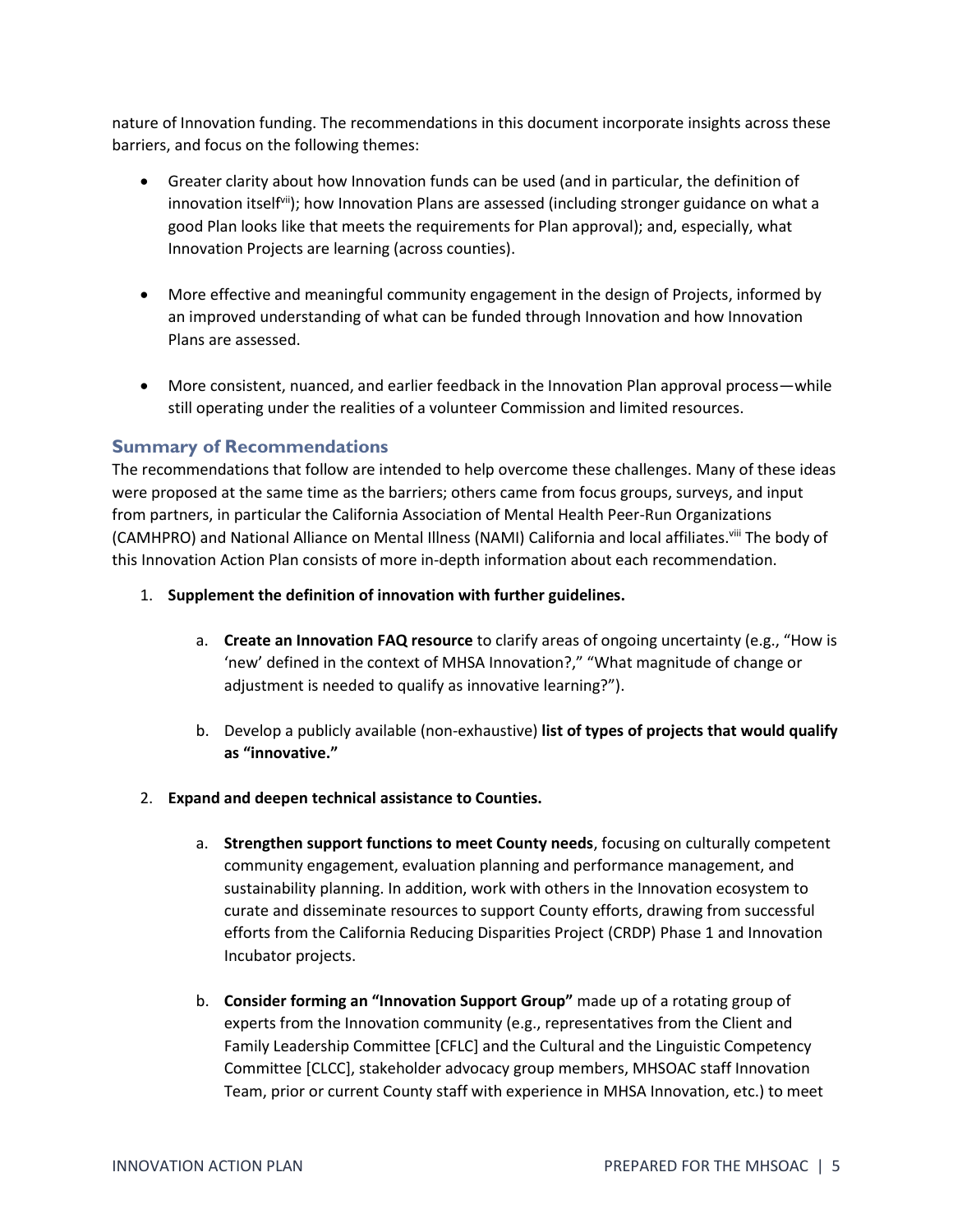nature of Innovation funding. The recommendations in this document incorporate insights across these barriers, and focus on the following themes:

- Greater clarity about how Innovation funds can be used (and in particular, the definition of innovation itself[vii]); how Innovation Plans are assessed (including stronger guidance on what a good Plan looks like that meets the requirements for Plan approval); and, especially, what Innovation Projects are learning (across counties).
- More effective and meaningful community engagement in the design of Projects, informed by an improved understanding of what can be funded through Innovation and how Innovation Plans are assessed.
- More consistent, nuanced, and earlier feedback in the Innovation Plan approval process—while still operating under the realities of a volunteer Commission and limited resources.

### Summary of Recommendations

The recommendations that follow are intended to help overcome these challenges. Many of these ideas were proposed at the same time as the barriers; others came from focus groups, surveys, and input from partners, in particular the California Association of Mental Health Peer-Run Organizations (CAMHPRO) and National Alliance on Mental Illness (NAMI) California and local affiliates.[viii] The body of this Innovation Action Plan consists of more in-depth information about each recommendation.

1. **Supplement the definition of innovation with further guidelines.**
   a. **Create an Innovation FAQ resource** to clarify areas of ongoing uncertainty (e.g., "How is 'new' defined in the context of MHSA Innovation?," "What magnitude of change or adjustment is needed to qualify as innovative learning?").
   b. Develop a publicly available (non-exhaustive) **list of types of projects that would qualify as "innovative."**

2. **Expand and deepen technical assistance to Counties.**
   a. **Strengthen support functions to meet County needs**, focusing on culturally competent community engagement, evaluation planning and performance management, and sustainability planning. In addition, work with others in the Innovation ecosystem to curate and disseminate resources to support County efforts, drawing from successful efforts from the California Reducing Disparities Project (CRDP) Phase 1 and Innovation Incubator projects.
   b. **Consider forming an "Innovation Support Group"** made up of a rotating group of experts from the Innovation community (e.g., representatives from the Client and Family Leadership Committee [CFLC] and the Cultural and the Linguistic Competency Committee [CLCC], stakeholder advocacy group members, MHSOAC staff Innovation Team, prior or current County staff with experience in MHSA Innovation, etc.) to meet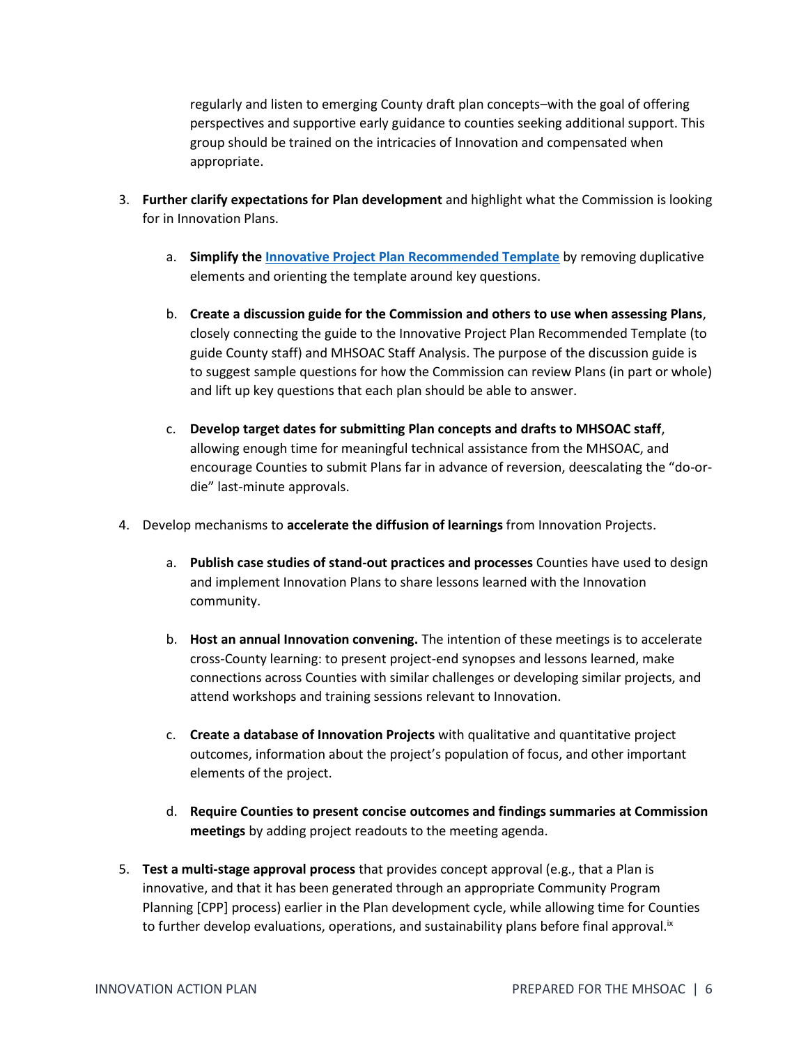regularly and listen to emerging County draft plan concepts–with the goal of offering perspectives and supportive early guidance to counties seeking additional support. This group should be trained on the intricacies of Innovation and compensated when appropriate.

3. **Further clarify expectations for Plan development** and highlight what the Commission is looking for in Innovation Plans.

    a. **Simplify the Innovative Project Plan Recommended Template** by removing duplicative elements and orienting the template around key questions.

    b. **Create a discussion guide for the Commission and others to use when assessing Plans**, closely connecting the guide to the Innovative Project Plan Recommended Template (to guide County staff) and MHSOAC Staff Analysis. The purpose of the discussion guide is to suggest sample questions for how the Commission can review Plans (in part or whole) and lift up key questions that each plan should be able to answer.

    c. **Develop target dates for submitting Plan concepts and drafts to MHSOAC staff**, allowing enough time for meaningful technical assistance from the MHSOAC, and encourage Counties to submit Plans far in advance of reversion, deescalating the "do-or-die" last-minute approvals.

4. Develop mechanisms to **accelerate the diffusion of learnings** from Innovation Projects.

    a. **Publish case studies of stand-out practices and processes** Counties have used to design and implement Innovation Plans to share lessons learned with the Innovation community.

    b. **Host an annual Innovation convening.** The intention of these meetings is to accelerate cross-County learning: to present project-end synopses and lessons learned, make connections across Counties with similar challenges or developing similar projects, and attend workshops and training sessions relevant to Innovation.

    c. **Create a database of Innovation Projects** with qualitative and quantitative project outcomes, information about the project's population of focus, and other important elements of the project.

    d. **Require Counties to present concise outcomes and findings summaries at Commission meetings** by adding project readouts to the meeting agenda.

5. **Test a multi-stage approval process** that provides concept approval (e.g., that a Plan is innovative, and that it has been generated through an appropriate Community Program Planning [CPP] process) earlier in the Plan development cycle, while allowing time for Counties to further develop evaluations, operations, and sustainability plans before final approval.[ix]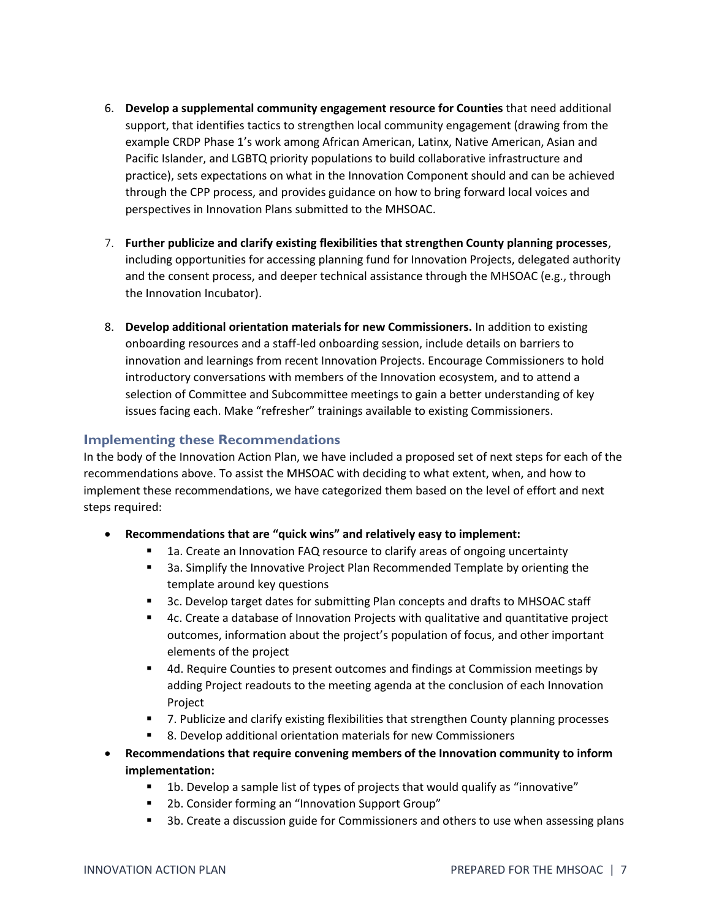6. **Develop a supplemental community engagement resource for Counties** that need additional support, that identifies tactics to strengthen local community engagement (drawing from the example CRDP Phase 1's work among African American, Latinx, Native American, Asian and Pacific Islander, and LGBTQ priority populations to build collaborative infrastructure and practice), sets expectations on what in the Innovation Component should and can be achieved through the CPP process, and provides guidance on how to bring forward local voices and perspectives in Innovation Plans submitted to the MHSOAC.

7. **Further publicize and clarify existing flexibilities that strengthen County planning processes**, including opportunities for accessing planning fund for Innovation Projects, delegated authority and the consent process, and deeper technical assistance through the MHSOAC (e.g., through the Innovation Incubator).

8. **Develop additional orientation materials for new Commissioners.** In addition to existing onboarding resources and a staff-led onboarding session, include details on barriers to innovation and learnings from recent Innovation Projects. Encourage Commissioners to hold introductory conversations with members of the Innovation ecosystem, and to attend a selection of Committee and Subcommittee meetings to gain a better understanding of key issues facing each. Make "refresher" trainings available to existing Commissioners.

### Implementing these Recommendations

In the body of the Innovation Action Plan, we have included a proposed set of next steps for each of the recommendations above. To assist the MHSOAC with deciding to what extent, when, and how to implement these recommendations, we have categorized them based on the level of effort and next steps required:

- **Recommendations that are "quick wins" and relatively easy to implement:**
  - 1a. Create an Innovation FAQ resource to clarify areas of ongoing uncertainty
  - 3a. Simplify the Innovative Project Plan Recommended Template by orienting the template around key questions
  - 3c. Develop target dates for submitting Plan concepts and drafts to MHSOAC staff
  - 4c. Create a database of Innovation Projects with qualitative and quantitative project outcomes, information about the project's population of focus, and other important elements of the project
  - 4d. Require Counties to present outcomes and findings at Commission meetings by adding Project readouts to the meeting agenda at the conclusion of each Innovation Project
  - 7. Publicize and clarify existing flexibilities that strengthen County planning processes
  - 8. Develop additional orientation materials for new Commissioners
- **Recommendations that require convening members of the Innovation community to inform implementation:**
  - 1b. Develop a sample list of types of projects that would qualify as "innovative"
  - 2b. Consider forming an "Innovation Support Group"
  - 3b. Create a discussion guide for Commissioners and others to use when assessing plans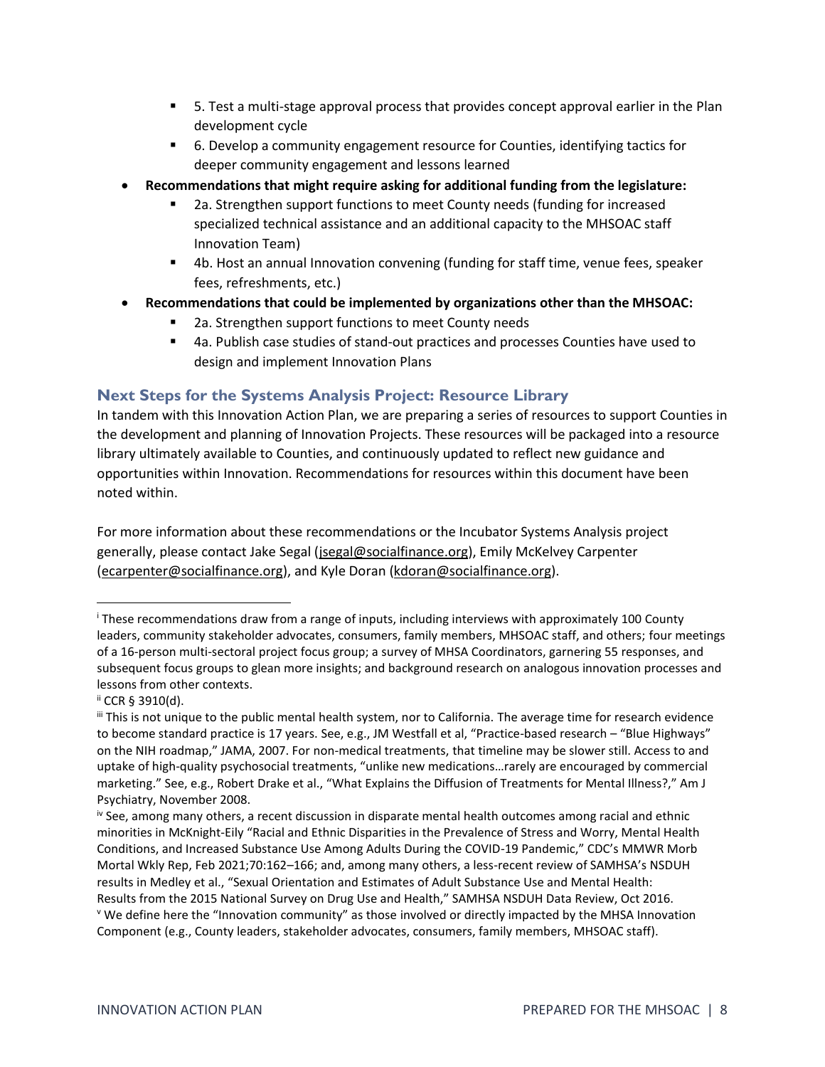- 5. Test a multi-stage approval process that provides concept approval earlier in the Plan development cycle
   - 6. Develop a community engagement resource for Counties, identifying tactics for deeper community engagement and lessons learned
- **Recommendations that might require asking for additional funding from the legislature:**
   - 2a. Strengthen support functions to meet County needs (funding for increased specialized technical assistance and an additional capacity to the MHSOAC staff Innovation Team)
   - 4b. Host an annual Innovation convening (funding for staff time, venue fees, speaker fees, refreshments, etc.)
- **Recommendations that could be implemented by organizations other than the MHSOAC:**
   - 2a. Strengthen support functions to meet County needs
   - 4a. Publish case studies of stand-out practices and processes Counties have used to design and implement Innovation Plans

### Next Steps for the Systems Analysis Project: Resource Library

In tandem with this Innovation Action Plan, we are preparing a series of resources to support Counties in the development and planning of Innovation Projects. These resources will be packaged into a resource library ultimately available to Counties, and continuously updated to reflect new guidance and opportunities within Innovation. Recommendations for resources within this document have been noted within.

For more information about these recommendations or the Incubator Systems Analysis project generally, please contact Jake Segal (jsegal@socialfinance.org), Emily McKelvey Carpenter (ecarpenter@socialfinance.org), and Kyle Doran (kdoran@socialfinance.org).

---

[i] These recommendations draw from a range of inputs, including interviews with approximately 100 County leaders, community stakeholder advocates, consumers, family members, MHSOAC staff, and others; four meetings of a 16-person multi-sectoral project focus group; a survey of MHSA Coordinators, garnering 55 responses, and subsequent focus groups to glean more insights; and background research on analogous innovation processes and lessons from other contexts.

[ii] CCR § 3910(d).

[iii] This is not unique to the public mental health system, nor to California. The average time for research evidence to become standard practice is 17 years. See, e.g., JM Westfall et al, "Practice-based research – "Blue Highways" on the NIH roadmap," JAMA, 2007. For non-medical treatments, that timeline may be slower still. Access to and uptake of high-quality psychosocial treatments, "unlike new medications…rarely are encouraged by commercial marketing." See, e.g., Robert Drake et al., "What Explains the Diffusion of Treatments for Mental Illness?," Am J Psychiatry, November 2008.

[iv] See, among many others, a recent discussion in disparate mental health outcomes among racial and ethnic minorities in McKnight-Eily "Racial and Ethnic Disparities in the Prevalence of Stress and Worry, Mental Health Conditions, and Increased Substance Use Among Adults During the COVID-19 Pandemic," CDC's MMWR Morb Mortal Wkly Rep, Feb 2021;70:162–166; and, among many others, a less-recent review of SAMHSA's NSDUH results in Medley et al., "Sexual Orientation and Estimates of Adult Substance Use and Mental Health: Results from the 2015 National Survey on Drug Use and Health," SAMHSA NSDUH Data Review, Oct 2016.

[v] We define here the "Innovation community" as those involved or directly impacted by the MHSA Innovation Component (e.g., County leaders, stakeholder advocates, consumers, family members, MHSOAC staff).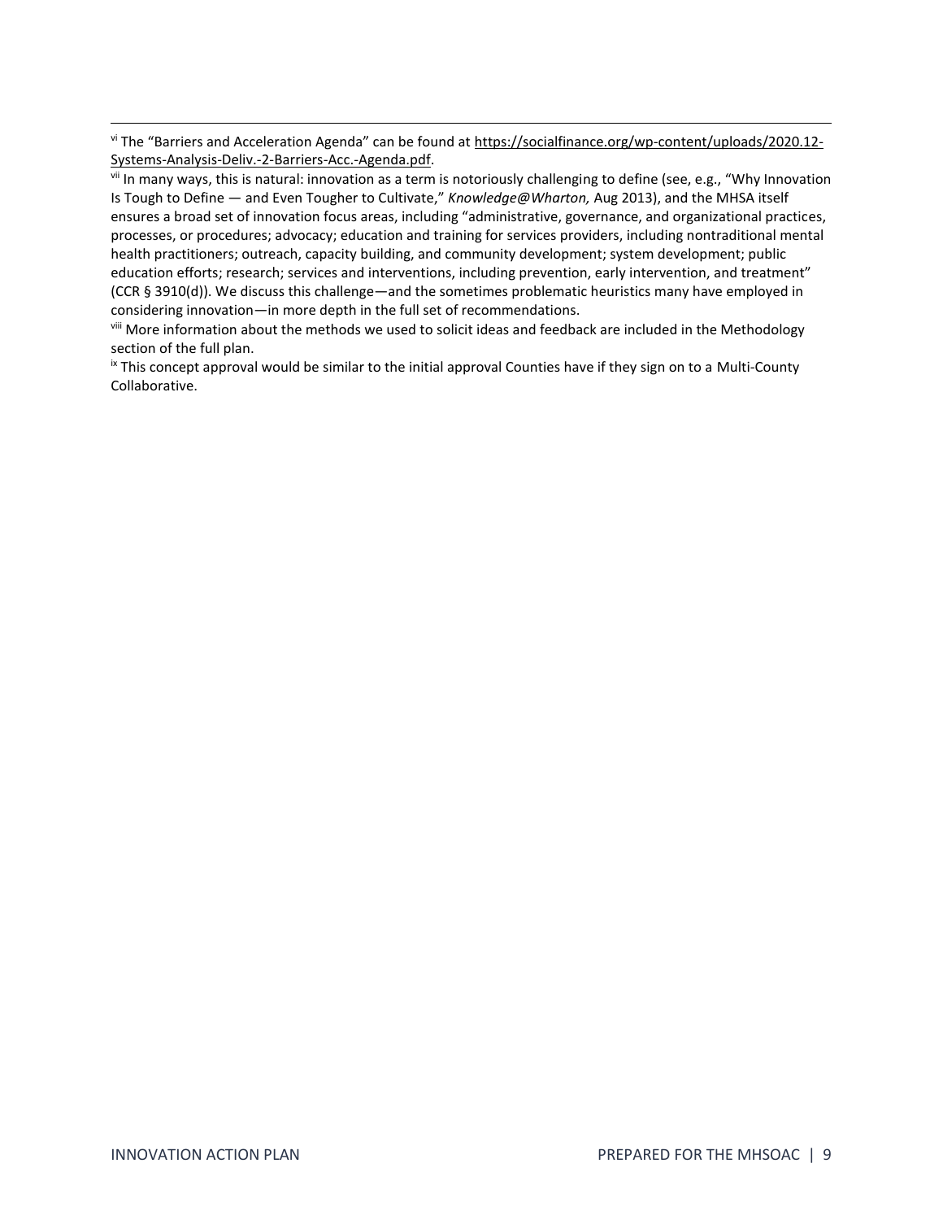---

[vi] The "Barriers and Acceleration Agenda" can be found at https://socialfinance.org/wp-content/uploads/2020.12-Systems-Analysis-Deliv.-2-Barriers-Acc.-Agenda.pdf.

[vii] In many ways, this is natural: innovation as a term is notoriously challenging to define (see, e.g., "Why Innovation Is Tough to Define — and Even Tougher to Cultivate," *Knowledge@Wharton,* Aug 2013), and the MHSA itself ensures a broad set of innovation focus areas, including "administrative, governance, and organizational practices, processes, or procedures; advocacy; education and training for services providers, including nontraditional mental health practitioners; outreach, capacity building, and community development; system development; public education efforts; research; services and interventions, including prevention, early intervention, and treatment" (CCR § 3910(d)). We discuss this challenge—and the sometimes problematic heuristics many have employed in considering innovation—in more depth in the full set of recommendations.

[viii] More information about the methods we used to solicit ideas and feedback are included in the Methodology section of the full plan.

[ix] This concept approval would be similar to the initial approval Counties have if they sign on to a Multi-County Collaborative.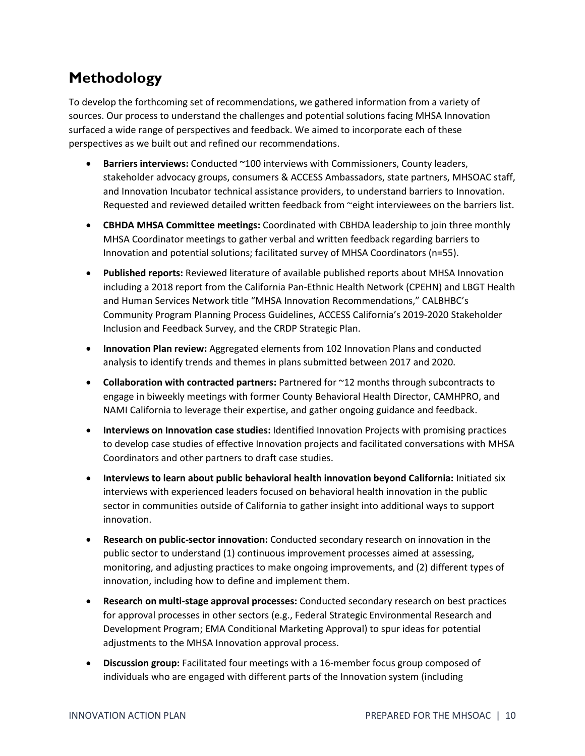## Methodology

To develop the forthcoming set of recommendations, we gathered information from a variety of sources. Our process to understand the challenges and potential solutions facing MHSA Innovation surfaced a wide range of perspectives and feedback. We aimed to incorporate each of these perspectives as we built out and refined our recommendations.

- **Barriers interviews:** Conducted ~100 interviews with Commissioners, County leaders, stakeholder advocacy groups, consumers & ACCESS Ambassadors, state partners, MHSOAC staff, and Innovation Incubator technical assistance providers, to understand barriers to Innovation. Requested and reviewed detailed written feedback from ~eight interviewees on the barriers list.
- **CBHDA MHSA Committee meetings:** Coordinated with CBHDA leadership to join three monthly MHSA Coordinator meetings to gather verbal and written feedback regarding barriers to Innovation and potential solutions; facilitated survey of MHSA Coordinators (n=55).
- **Published reports:** Reviewed literature of available published reports about MHSA Innovation including a 2018 report from the California Pan-Ethnic Health Network (CPEHN) and LBGT Health and Human Services Network title "MHSA Innovation Recommendations," CALBHBC's Community Program Planning Process Guidelines, ACCESS California's 2019-2020 Stakeholder Inclusion and Feedback Survey, and the CRDP Strategic Plan.
- **Innovation Plan review:** Aggregated elements from 102 Innovation Plans and conducted analysis to identify trends and themes in plans submitted between 2017 and 2020.
- **Collaboration with contracted partners:** Partnered for ~12 months through subcontracts to engage in biweekly meetings with former County Behavioral Health Director, CAMHPRO, and NAMI California to leverage their expertise, and gather ongoing guidance and feedback.
- **Interviews on Innovation case studies:** Identified Innovation Projects with promising practices to develop case studies of effective Innovation projects and facilitated conversations with MHSA Coordinators and other partners to draft case studies.
- **Interviews to learn about public behavioral health innovation beyond California:** Initiated six interviews with experienced leaders focused on behavioral health innovation in the public sector in communities outside of California to gather insight into additional ways to support innovation.
- **Research on public-sector innovation:** Conducted secondary research on innovation in the public sector to understand (1) continuous improvement processes aimed at assessing, monitoring, and adjusting practices to make ongoing improvements, and (2) different types of innovation, including how to define and implement them.
- **Research on multi-stage approval processes:** Conducted secondary research on best practices for approval processes in other sectors (e.g., Federal Strategic Environmental Research and Development Program; EMA Conditional Marketing Approval) to spur ideas for potential adjustments to the MHSA Innovation approval process.
- **Discussion group:** Facilitated four meetings with a 16-member focus group composed of individuals who are engaged with different parts of the Innovation system (including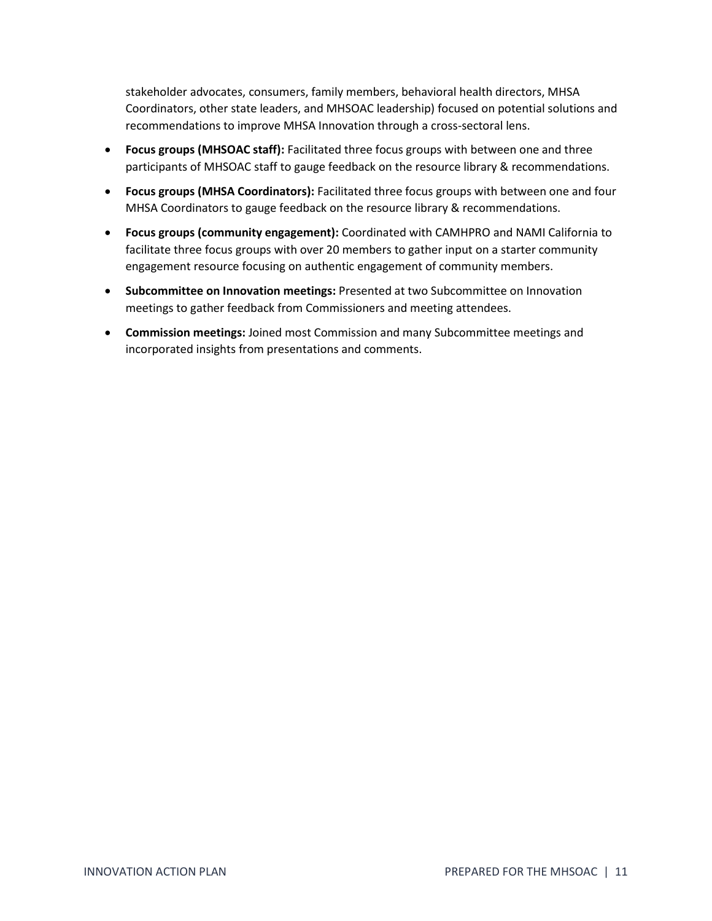stakeholder advocates, consumers, family members, behavioral health directors, MHSA Coordinators, other state leaders, and MHSOAC leadership) focused on potential solutions and recommendations to improve MHSA Innovation through a cross-sectoral lens.

- **Focus groups (MHSOAC staff):** Facilitated three focus groups with between one and three participants of MHSOAC staff to gauge feedback on the resource library & recommendations.
- **Focus groups (MHSA Coordinators):** Facilitated three focus groups with between one and four MHSA Coordinators to gauge feedback on the resource library & recommendations.
- **Focus groups (community engagement):** Coordinated with CAMHPRO and NAMI California to facilitate three focus groups with over 20 members to gather input on a starter community engagement resource focusing on authentic engagement of community members.
- **Subcommittee on Innovation meetings:** Presented at two Subcommittee on Innovation meetings to gather feedback from Commissioners and meeting attendees.
- **Commission meetings:** Joined most Commission and many Subcommittee meetings and incorporated insights from presentations and comments.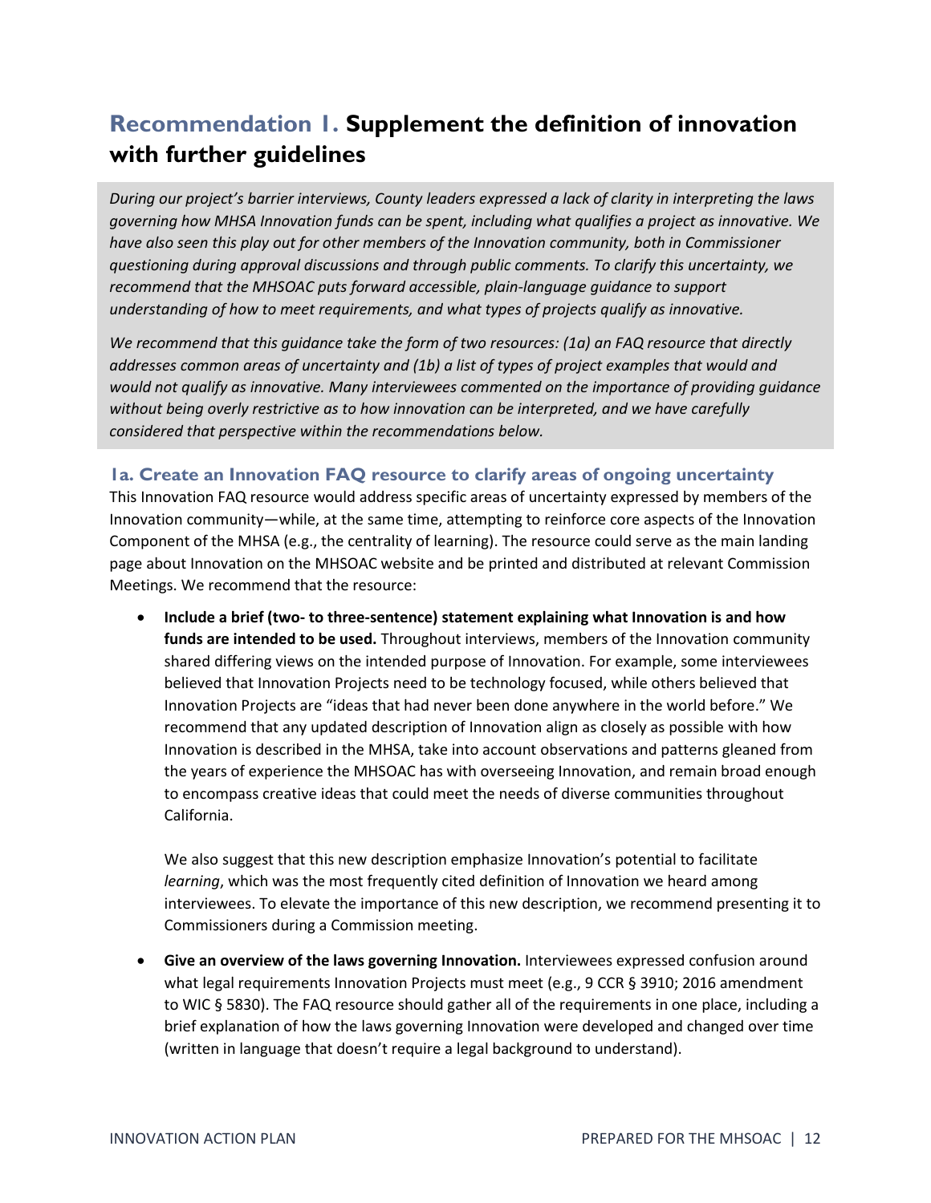## Recommendation 1. Supplement the definition of innovation with further guidelines

*During our project's barrier interviews, County leaders expressed a lack of clarity in interpreting the laws governing how MHSA Innovation funds can be spent, including what qualifies a project as innovative. We have also seen this play out for other members of the Innovation community, both in Commissioner questioning during approval discussions and through public comments. To clarify this uncertainty, we recommend that the MHSOAC puts forward accessible, plain-language guidance to support understanding of how to meet requirements, and what types of projects qualify as innovative.*

*We recommend that this guidance take the form of two resources: (1a) an FAQ resource that directly addresses common areas of uncertainty and (1b) a list of types of project examples that would and would not qualify as innovative. Many interviewees commented on the importance of providing guidance without being overly restrictive as to how innovation can be interpreted, and we have carefully considered that perspective within the recommendations below.*

### 1a. Create an Innovation FAQ resource to clarify areas of ongoing uncertainty

This Innovation FAQ resource would address specific areas of uncertainty expressed by members of the Innovation community—while, at the same time, attempting to reinforce core aspects of the Innovation Component of the MHSA (e.g., the centrality of learning). The resource could serve as the main landing page about Innovation on the MHSOAC website and be printed and distributed at relevant Commission Meetings. We recommend that the resource:

- **Include a brief (two- to three-sentence) statement explaining what Innovation is and how funds are intended to be used.** Throughout interviews, members of the Innovation community shared differing views on the intended purpose of Innovation. For example, some interviewees believed that Innovation Projects need to be technology focused, while others believed that Innovation Projects are "ideas that had never been done anywhere in the world before." We recommend that any updated description of Innovation align as closely as possible with how Innovation is described in the MHSA, take into account observations and patterns gleaned from the years of experience the MHSOAC has with overseeing Innovation, and remain broad enough to encompass creative ideas that could meet the needs of diverse communities throughout California.

  We also suggest that this new description emphasize Innovation's potential to facilitate *learning*, which was the most frequently cited definition of Innovation we heard among interviewees. To elevate the importance of this new description, we recommend presenting it to Commissioners during a Commission meeting.

- **Give an overview of the laws governing Innovation.** Interviewees expressed confusion around what legal requirements Innovation Projects must meet (e.g., 9 CCR § 3910; 2016 amendment to WIC § 5830). The FAQ resource should gather all of the requirements in one place, including a brief explanation of how the laws governing Innovation were developed and changed over time (written in language that doesn't require a legal background to understand).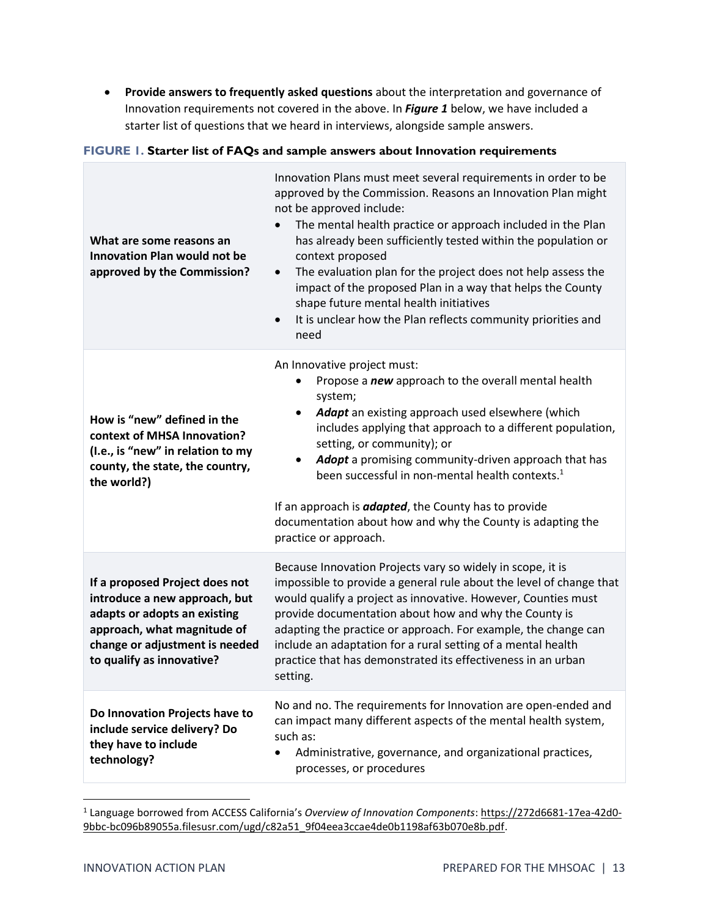- **Provide answers to frequently asked questions** about the interpretation and governance of Innovation requirements not covered in the above. In ***Figure 1*** below, we have included a starter list of questions that we heard in interviews, alongside sample answers.

**FIGURE 1. Starter list of FAQs and sample answers about Innovation requirements**

| | |
|---|---|
| **What are some reasons an Innovation Plan would not be approved by the Commission?** | Innovation Plans must meet several requirements in order to be approved by the Commission. Reasons an Innovation Plan might not be approved include:<br>• The mental health practice or approach included in the Plan has already been sufficiently tested within the population or context proposed<br>• The evaluation plan for the project does not help assess the impact of the proposed Plan in a way that helps the County shape future mental health initiatives<br>• It is unclear how the Plan reflects community priorities and need |
| **How is "new" defined in the context of MHSA Innovation? (I.e., is "new" in relation to my county, the state, the country, the world?)** | An Innovative project must:<br>• Propose a ***new*** approach to the overall mental health system;<br>• ***Adapt*** an existing approach used elsewhere (which includes applying that approach to a different population, setting, or community); or<br>• ***Adopt*** a promising community-driven approach that has been successful in non-mental health contexts.[1]<br><br>If an approach is ***adapted***, the County has to provide documentation about how and why the County is adapting the practice or approach. |
| **If a proposed Project does not introduce a new approach, but adapts or adopts an existing approach, what magnitude of change or adjustment is needed to qualify as innovative?** | Because Innovation Projects vary so widely in scope, it is impossible to provide a general rule about the level of change that would qualify a project as innovative. However, Counties must provide documentation about how and why the County is adapting the practice or approach. For example, the change can include an adaptation for a rural setting of a mental health practice that has demonstrated its effectiveness in an urban setting. |
| **Do Innovation Projects have to include service delivery? Do they have to include technology?** | No and no. The requirements for Innovation are open-ended and can impact many different aspects of the mental health system, such as:<br>• Administrative, governance, and organizational practices, processes, or procedures |

[1] Language borrowed from ACCESS California's *Overview of Innovation Components*: https://272d6681-17ea-42d0-9bbc-bc096b89055a.filesusr.com/ugd/c82a51_9f04eea3ccae4de0b1198af63b070e8b.pdf.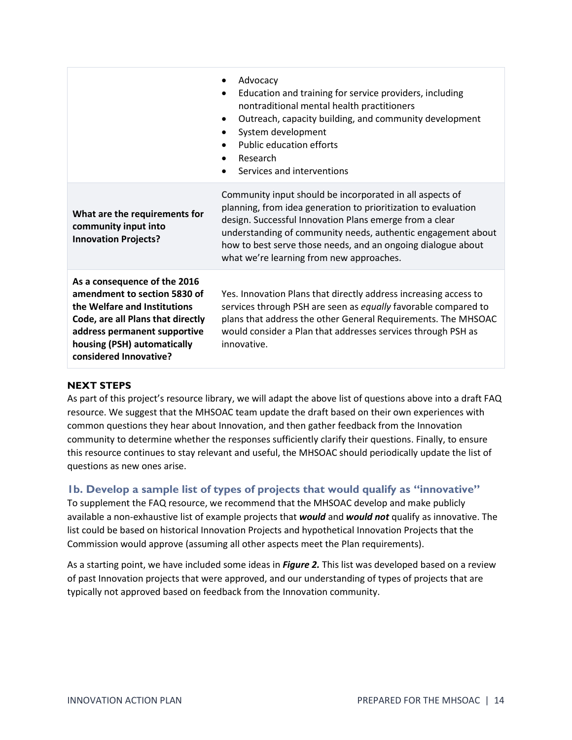| | |
|---|---|
| | • Advocacy<br>• Education and training for service providers, including nontraditional mental health practitioners<br>• Outreach, capacity building, and community development<br>• System development<br>• Public education efforts<br>• Research<br>• Services and interventions |
| **What are the requirements for community input into Innovation Projects?** | Community input should be incorporated in all aspects of planning, from idea generation to prioritization to evaluation design. Successful Innovation Plans emerge from a clear understanding of community needs, authentic engagement about how to best serve those needs, and an ongoing dialogue about what we're learning from new approaches. |
| **As a consequence of the 2016 amendment to section 5830 of the Welfare and Institutions Code, are all Plans that directly address permanent supportive housing (PSH) automatically considered Innovative?** | Yes. Innovation Plans that directly address increasing access to services through PSH are seen as *equally* favorable compared to plans that address the other General Requirements. The MHSOAC would consider a Plan that addresses services through PSH as innovative. |

**NEXT STEPS**

As part of this project's resource library, we will adapt the above list of questions above into a draft FAQ resource. We suggest that the MHSOAC team update the draft based on their own experiences with common questions they hear about Innovation, and then gather feedback from the Innovation community to determine whether the responses sufficiently clarify their questions. Finally, to ensure this resource continues to stay relevant and useful, the MHSOAC should periodically update the list of questions as new ones arise.

### 1b. Develop a sample list of types of projects that would qualify as "innovative"

To supplement the FAQ resource, we recommend that the MHSOAC develop and make publicly available a non-exhaustive list of example projects that ***would*** and ***would not*** qualify as innovative. The list could be based on historical Innovation Projects and hypothetical Innovation Projects that the Commission would approve (assuming all other aspects meet the Plan requirements).

As a starting point, we have included some ideas in ***Figure 2.*** This list was developed based on a review of past Innovation projects that were approved, and our understanding of types of projects that are typically not approved based on feedback from the Innovation community.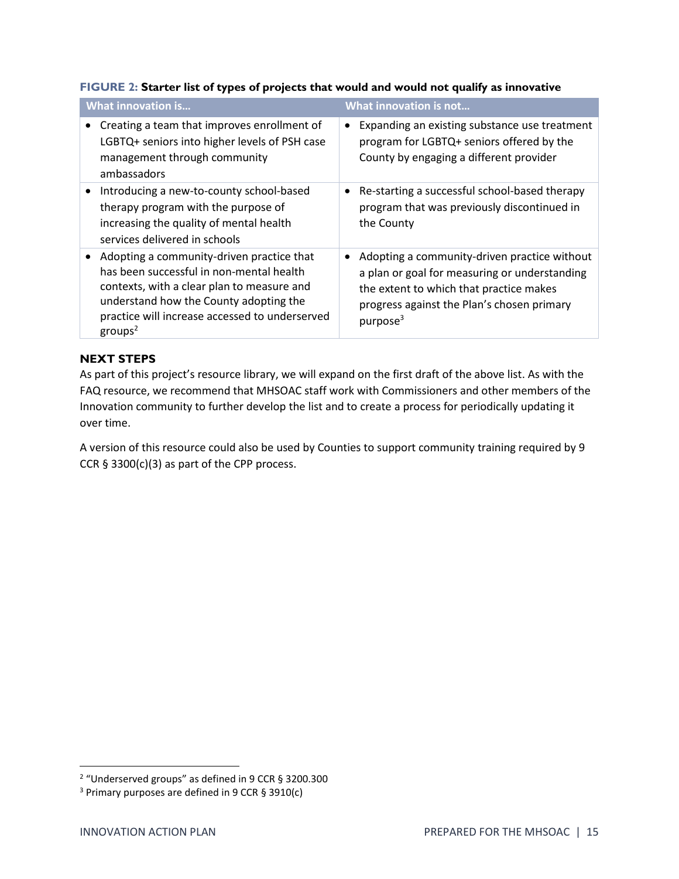**FIGURE 2: Starter list of types of projects that would and would not qualify as innovative**

| What innovation is… | What innovation is not… |
|---|---|
| • Creating a team that improves enrollment of LGBTQ+ seniors into higher levels of PSH case management through community ambassadors | • Expanding an existing substance use treatment program for LGBTQ+ seniors offered by the County by engaging a different provider |
| • Introducing a new-to-county school-based therapy program with the purpose of increasing the quality of mental health services delivered in schools | • Re-starting a successful school-based therapy program that was previously discontinued in the County |
| • Adopting a community-driven practice that has been successful in non-mental health contexts, with a clear plan to measure and understand how the County adopting the practice will increase accessed to underserved groups[2] | • Adopting a community-driven practice without a plan or goal for measuring or understanding the extent to which that practice makes progress against the Plan's chosen primary purpose[3] |

## NEXT STEPS

As part of this project's resource library, we will expand on the first draft of the above list. As with the FAQ resource, we recommend that MHSOAC staff work with Commissioners and other members of the Innovation community to further develop the list and to create a process for periodically updating it over time.

A version of this resource could also be used by Counties to support community training required by 9 CCR § 3300(c)(3) as part of the CPP process.

[2] "Underserved groups" as defined in 9 CCR § 3200.300

[3] Primary purposes are defined in 9 CCR § 3910(c)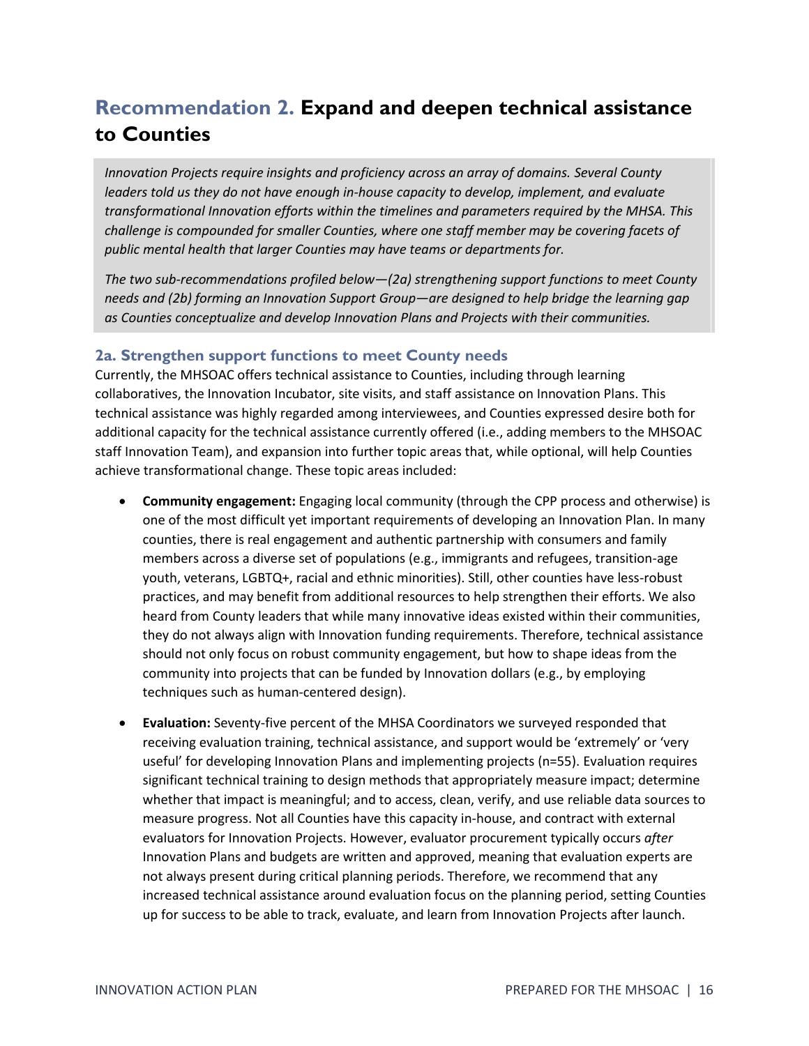## Recommendation 2. **Expand and deepen technical assistance to Counties**

*Innovation Projects require insights and proficiency across an array of domains. Several County leaders told us they do not have enough in-house capacity to develop, implement, and evaluate transformational Innovation efforts within the timelines and parameters required by the MHSA. This challenge is compounded for smaller Counties, where one staff member may be covering facets of public mental health that larger Counties may have teams or departments for.*

*The two sub-recommendations profiled below—(2a) strengthening support functions to meet County needs and (2b) forming an Innovation Support Group—are designed to help bridge the learning gap as Counties conceptualize and develop Innovation Plans and Projects with their communities.*

### 2a. Strengthen support functions to meet County needs

Currently, the MHSOAC offers technical assistance to Counties, including through learning collaboratives, the Innovation Incubator, site visits, and staff assistance on Innovation Plans. This technical assistance was highly regarded among interviewees, and Counties expressed desire both for additional capacity for the technical assistance currently offered (i.e., adding members to the MHSOAC staff Innovation Team), and expansion into further topic areas that, while optional, will help Counties achieve transformational change. These topic areas included:

- **Community engagement:** Engaging local community (through the CPP process and otherwise) is one of the most difficult yet important requirements of developing an Innovation Plan. In many counties, there is real engagement and authentic partnership with consumers and family members across a diverse set of populations (e.g., immigrants and refugees, transition-age youth, veterans, LGBTQ+, racial and ethnic minorities). Still, other counties have less-robust practices, and may benefit from additional resources to help strengthen their efforts. We also heard from County leaders that while many innovative ideas existed within their communities, they do not always align with Innovation funding requirements. Therefore, technical assistance should not only focus on robust community engagement, but how to shape ideas from the community into projects that can be funded by Innovation dollars (e.g., by employing techniques such as human-centered design).

- **Evaluation:** Seventy-five percent of the MHSA Coordinators we surveyed responded that receiving evaluation training, technical assistance, and support would be 'extremely' or 'very useful' for developing Innovation Plans and implementing projects (n=55). Evaluation requires significant technical training to design methods that appropriately measure impact; determine whether that impact is meaningful; and to access, clean, verify, and use reliable data sources to measure progress. Not all Counties have this capacity in-house, and contract with external evaluators for Innovation Projects. However, evaluator procurement typically occurs *after* Innovation Plans and budgets are written and approved, meaning that evaluation experts are not always present during critical planning periods. Therefore, we recommend that any increased technical assistance around evaluation focus on the planning period, setting Counties up for success to be able to track, evaluate, and learn from Innovation Projects after launch.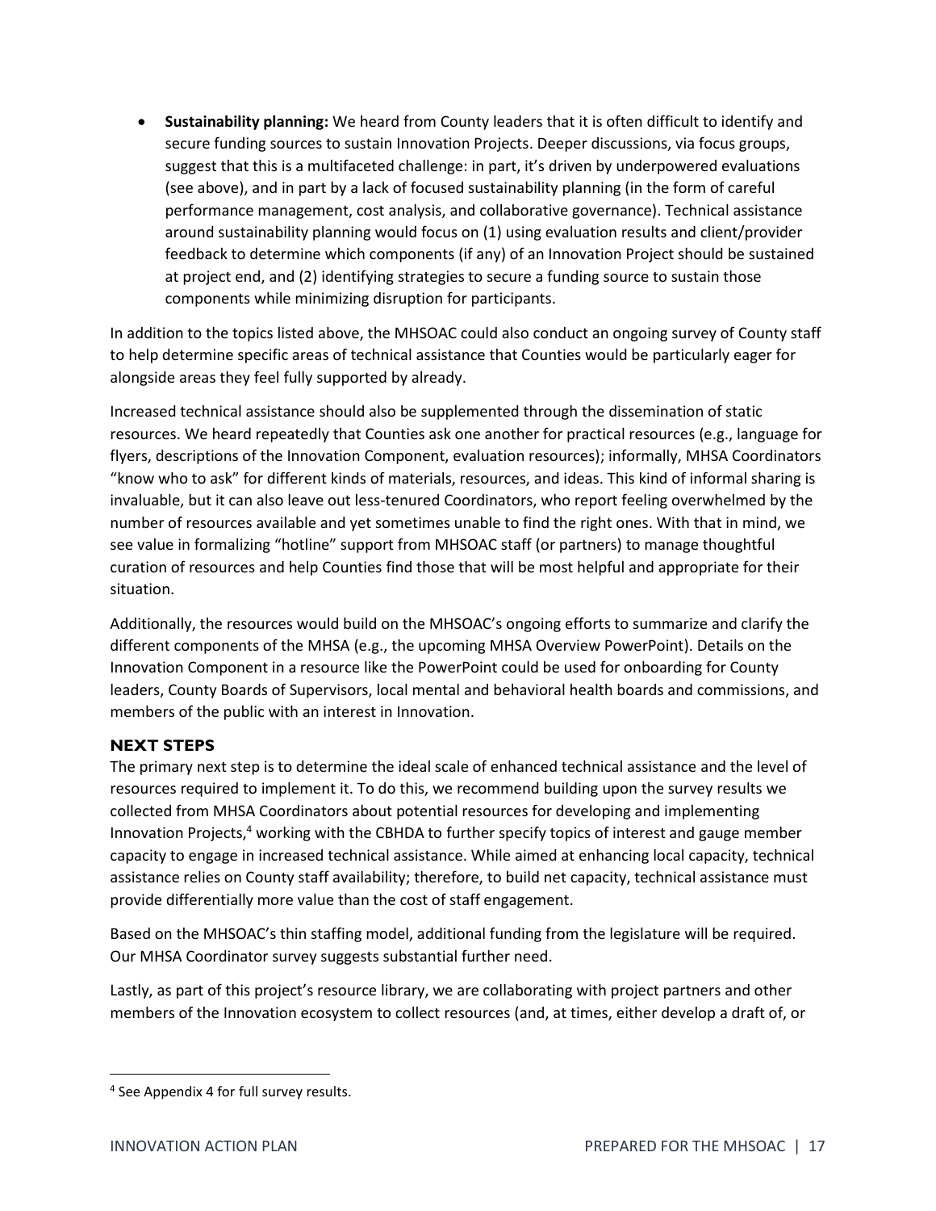- **Sustainability planning:** We heard from County leaders that it is often difficult to identify and secure funding sources to sustain Innovation Projects. Deeper discussions, via focus groups, suggest that this is a multifaceted challenge: in part, it's driven by underpowered evaluations (see above), and in part by a lack of focused sustainability planning (in the form of careful performance management, cost analysis, and collaborative governance). Technical assistance around sustainability planning would focus on (1) using evaluation results and client/provider feedback to determine which components (if any) of an Innovation Project should be sustained at project end, and (2) identifying strategies to secure a funding source to sustain those components while minimizing disruption for participants.

In addition to the topics listed above, the MHSOAC could also conduct an ongoing survey of County staff to help determine specific areas of technical assistance that Counties would be particularly eager for alongside areas they feel fully supported by already.

Increased technical assistance should also be supplemented through the dissemination of static resources. We heard repeatedly that Counties ask one another for practical resources (e.g., language for flyers, descriptions of the Innovation Component, evaluation resources); informally, MHSA Coordinators "know who to ask" for different kinds of materials, resources, and ideas. This kind of informal sharing is invaluable, but it can also leave out less-tenured Coordinators, who report feeling overwhelmed by the number of resources available and yet sometimes unable to find the right ones. With that in mind, we see value in formalizing "hotline" support from MHSOAC staff (or partners) to manage thoughtful curation of resources and help Counties find those that will be most helpful and appropriate for their situation.

Additionally, the resources would build on the MHSOAC's ongoing efforts to summarize and clarify the different components of the MHSA (e.g., the upcoming MHSA Overview PowerPoint). Details on the Innovation Component in a resource like the PowerPoint could be used for onboarding for County leaders, County Boards of Supervisors, local mental and behavioral health boards and commissions, and members of the public with an interest in Innovation.

### NEXT STEPS

The primary next step is to determine the ideal scale of enhanced technical assistance and the level of resources required to implement it. To do this, we recommend building upon the survey results we collected from MHSA Coordinators about potential resources for developing and implementing Innovation Projects,[4] working with the CBHDA to further specify topics of interest and gauge member capacity to engage in increased technical assistance. While aimed at enhancing local capacity, technical assistance relies on County staff availability; therefore, to build net capacity, technical assistance must provide differentially more value than the cost of staff engagement.

Based on the MHSOAC's thin staffing model, additional funding from the legislature will be required. Our MHSA Coordinator survey suggests substantial further need.

Lastly, as part of this project's resource library, we are collaborating with project partners and other members of the Innovation ecosystem to collect resources (and, at times, either develop a draft of, or

[4] See Appendix 4 for full survey results.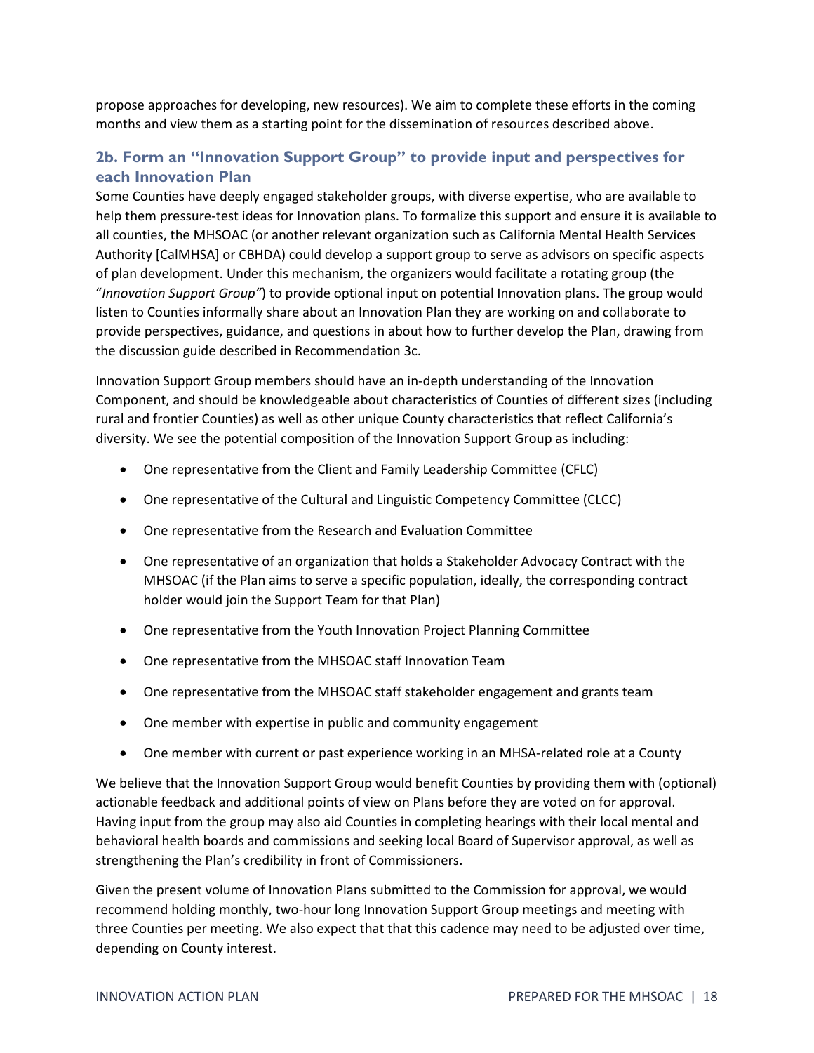propose approaches for developing, new resources). We aim to complete these efforts in the coming months and view them as a starting point for the dissemination of resources described above.

### 2b. Form an "Innovation Support Group" to provide input and perspectives for each Innovation Plan

Some Counties have deeply engaged stakeholder groups, with diverse expertise, who are available to help them pressure-test ideas for Innovation plans. To formalize this support and ensure it is available to all counties, the MHSOAC (or another relevant organization such as California Mental Health Services Authority [CalMHSA] or CBHDA) could develop a support group to serve as advisors on specific aspects of plan development. Under this mechanism, the organizers would facilitate a rotating group (the "*Innovation Support Group"*) to provide optional input on potential Innovation plans. The group would listen to Counties informally share about an Innovation Plan they are working on and collaborate to provide perspectives, guidance, and questions in about how to further develop the Plan, drawing from the discussion guide described in Recommendation 3c.

Innovation Support Group members should have an in-depth understanding of the Innovation Component, and should be knowledgeable about characteristics of Counties of different sizes (including rural and frontier Counties) as well as other unique County characteristics that reflect California's diversity. We see the potential composition of the Innovation Support Group as including:

- One representative from the Client and Family Leadership Committee (CFLC)
- One representative of the Cultural and Linguistic Competency Committee (CLCC)
- One representative from the Research and Evaluation Committee
- One representative of an organization that holds a Stakeholder Advocacy Contract with the MHSOAC (if the Plan aims to serve a specific population, ideally, the corresponding contract holder would join the Support Team for that Plan)
- One representative from the Youth Innovation Project Planning Committee
- One representative from the MHSOAC staff Innovation Team
- One representative from the MHSOAC staff stakeholder engagement and grants team
- One member with expertise in public and community engagement
- One member with current or past experience working in an MHSA-related role at a County

We believe that the Innovation Support Group would benefit Counties by providing them with (optional) actionable feedback and additional points of view on Plans before they are voted on for approval. Having input from the group may also aid Counties in completing hearings with their local mental and behavioral health boards and commissions and seeking local Board of Supervisor approval, as well as strengthening the Plan's credibility in front of Commissioners.

Given the present volume of Innovation Plans submitted to the Commission for approval, we would recommend holding monthly, two-hour long Innovation Support Group meetings and meeting with three Counties per meeting. We also expect that that this cadence may need to be adjusted over time, depending on County interest.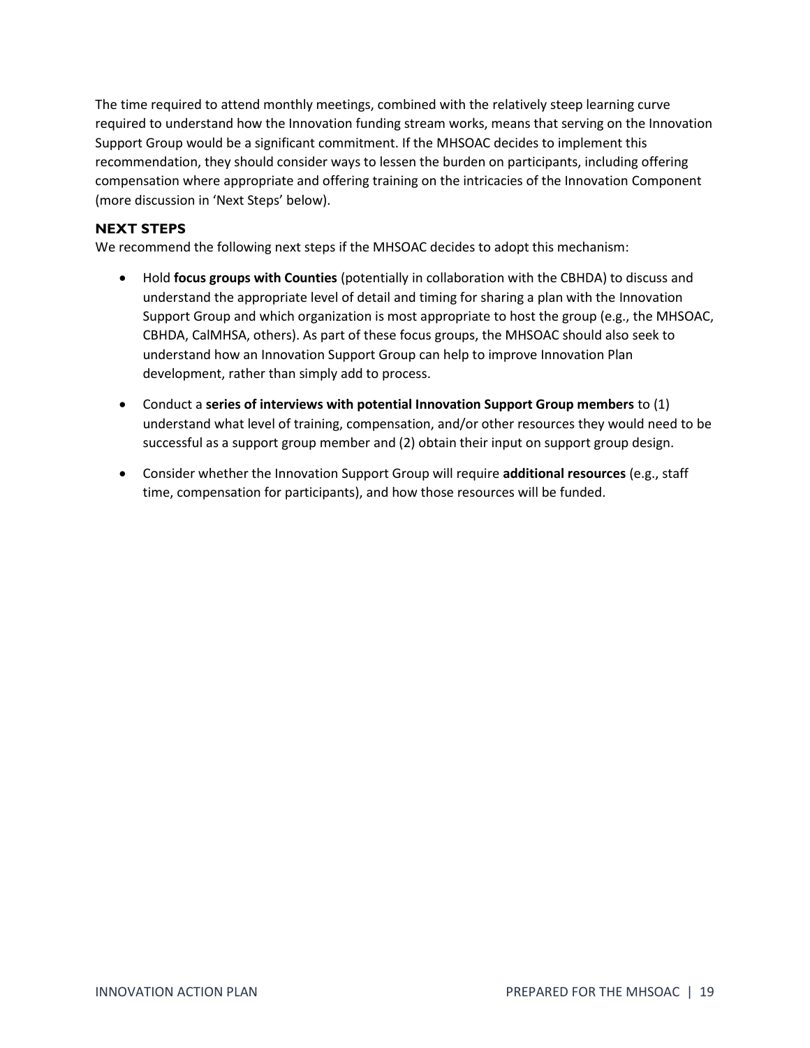The time required to attend monthly meetings, combined with the relatively steep learning curve required to understand how the Innovation funding stream works, means that serving on the Innovation Support Group would be a significant commitment. If the MHSOAC decides to implement this recommendation, they should consider ways to lessen the burden on participants, including offering compensation where appropriate and offering training on the intricacies of the Innovation Component (more discussion in 'Next Steps' below).

### NEXT STEPS

We recommend the following next steps if the MHSOAC decides to adopt this mechanism:

- Hold **focus groups with Counties** (potentially in collaboration with the CBHDA) to discuss and understand the appropriate level of detail and timing for sharing a plan with the Innovation Support Group and which organization is most appropriate to host the group (e.g., the MHSOAC, CBHDA, CalMHSA, others). As part of these focus groups, the MHSOAC should also seek to understand how an Innovation Support Group can help to improve Innovation Plan development, rather than simply add to process.

- Conduct a **series of interviews with potential Innovation Support Group members** to (1) understand what level of training, compensation, and/or other resources they would need to be successful as a support group member and (2) obtain their input on support group design.

- Consider whether the Innovation Support Group will require **additional resources** (e.g., staff time, compensation for participants), and how those resources will be funded.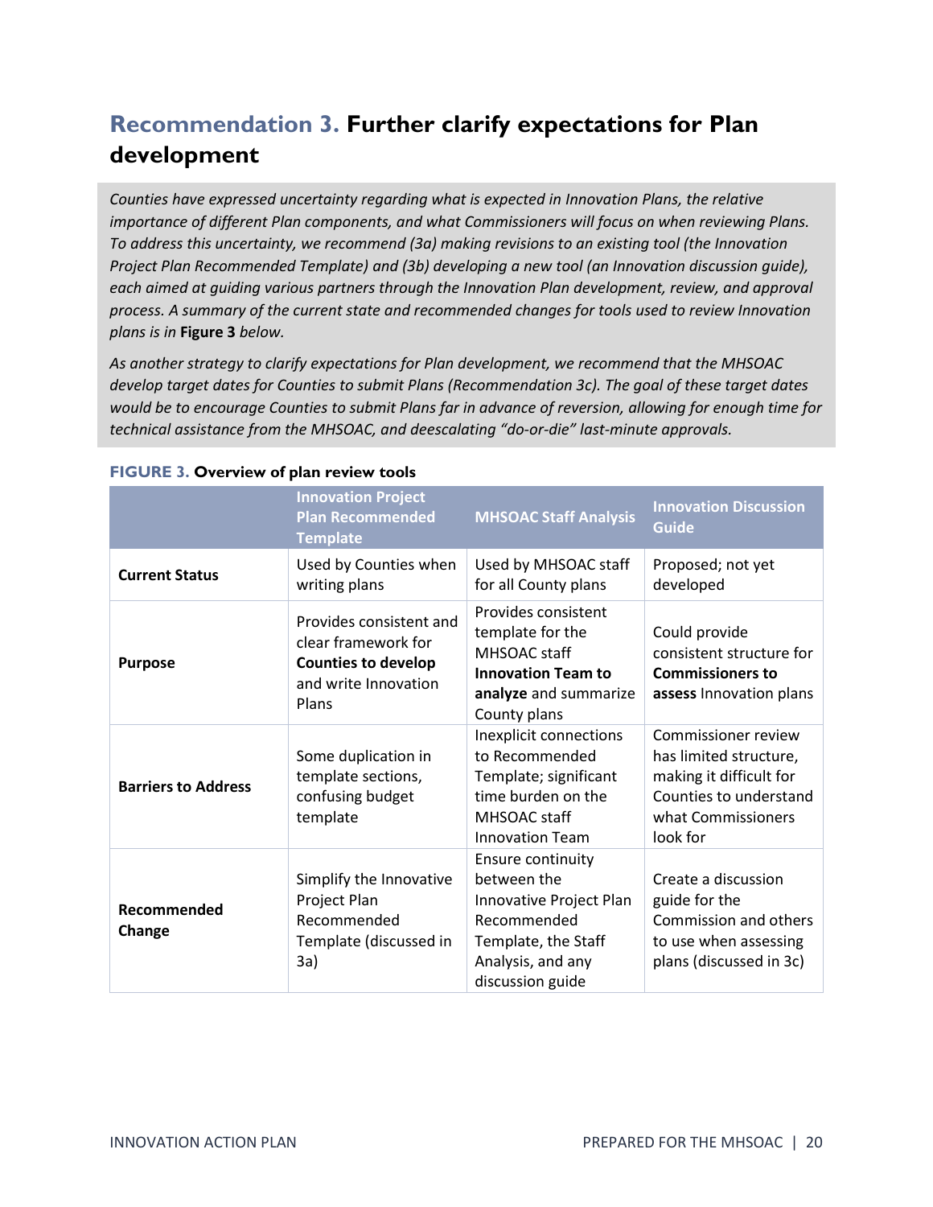## Recommendation 3. Further clarify expectations for Plan development

*Counties have expressed uncertainty regarding what is expected in Innovation Plans, the relative importance of different Plan components, and what Commissioners will focus on when reviewing Plans. To address this uncertainty, we recommend (3a) making revisions to an existing tool (the Innovation Project Plan Recommended Template) and (3b) developing a new tool (an Innovation discussion guide), each aimed at guiding various partners through the Innovation Plan development, review, and approval process. A summary of the current state and recommended changes for tools used to review Innovation plans is in* ***Figure 3*** *below.*

*As another strategy to clarify expectations for Plan development, we recommend that the MHSOAC develop target dates for Counties to submit Plans (Recommendation 3c). The goal of these target dates would be to encourage Counties to submit Plans far in advance of reversion, allowing for enough time for technical assistance from the MHSOAC, and deescalating "do-or-die" last-minute approvals.*

**FIGURE 3. Overview of plan review tools**

| | Innovation Project Plan Recommended Template | MHSOAC Staff Analysis | Innovation Discussion Guide |
|---|---|---|---|
| **Current Status** | Used by Counties when writing plans | Used by MHSOAC staff for all County plans | Proposed; not yet developed |
| **Purpose** | Provides consistent and clear framework for **Counties to develop** and write Innovation Plans | Provides consistent template for the MHSOAC staff **Innovation Team to analyze** and summarize County plans | Could provide consistent structure for **Commissioners to assess** Innovation plans |
| **Barriers to Address** | Some duplication in template sections, confusing budget template | Inexplicit connections to Recommended Template; significant time burden on the MHSOAC staff Innovation Team | Commissioner review has limited structure, making it difficult for Counties to understand what Commissioners look for |
| **Recommended Change** | Simplify the Innovative Project Plan Recommended Template (discussed in 3a) | Ensure continuity between the Innovative Project Plan Recommended Template, the Staff Analysis, and any discussion guide | Create a discussion guide for the Commission and others to use when assessing plans (discussed in 3c) |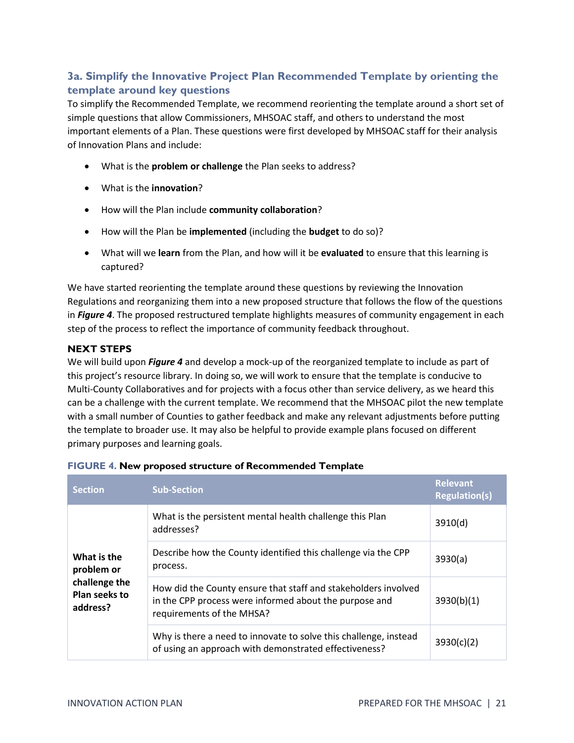### 3a. Simplify the Innovative Project Plan Recommended Template by orienting the template around key questions

To simplify the Recommended Template, we recommend reorienting the template around a short set of simple questions that allow Commissioners, MHSOAC staff, and others to understand the most important elements of a Plan. These questions were first developed by MHSOAC staff for their analysis of Innovation Plans and include:

- What is the **problem or challenge** the Plan seeks to address?
- What is the **innovation**?
- How will the Plan include **community collaboration**?
- How will the Plan be **implemented** (including the **budget** to do so)?
- What will we **learn** from the Plan, and how will it be **evaluated** to ensure that this learning is captured?

We have started reorienting the template around these questions by reviewing the Innovation Regulations and reorganizing them into a new proposed structure that follows the flow of the questions in ***Figure 4***. The proposed restructured template highlights measures of community engagement in each step of the process to reflect the importance of community feedback throughout.

**NEXT STEPS**

We will build upon ***Figure 4*** and develop a mock-up of the reorganized template to include as part of this project's resource library. In doing so, we will work to ensure that the template is conducive to Multi-County Collaboratives and for projects with a focus other than service delivery, as we heard this can be a challenge with the current template. We recommend that the MHSOAC pilot the new template with a small number of Counties to gather feedback and make any relevant adjustments before putting the template to broader use. It may also be helpful to provide example plans focused on different primary purposes and learning goals.

**FIGURE 4. New proposed structure of Recommended Template**

| Section | Sub-Section | Relevant Regulation(s) |
|---|---|---|
| **What is the problem or challenge the Plan seeks to address?** | What is the persistent mental health challenge this Plan addresses? | 3910(d) |
| | Describe how the County identified this challenge via the CPP process. | 3930(a) |
| | How did the County ensure that staff and stakeholders involved in the CPP process were informed about the purpose and requirements of the MHSA? | 3930(b)(1) |
| | Why is there a need to innovate to solve this challenge, instead of using an approach with demonstrated effectiveness? | 3930(c)(2) |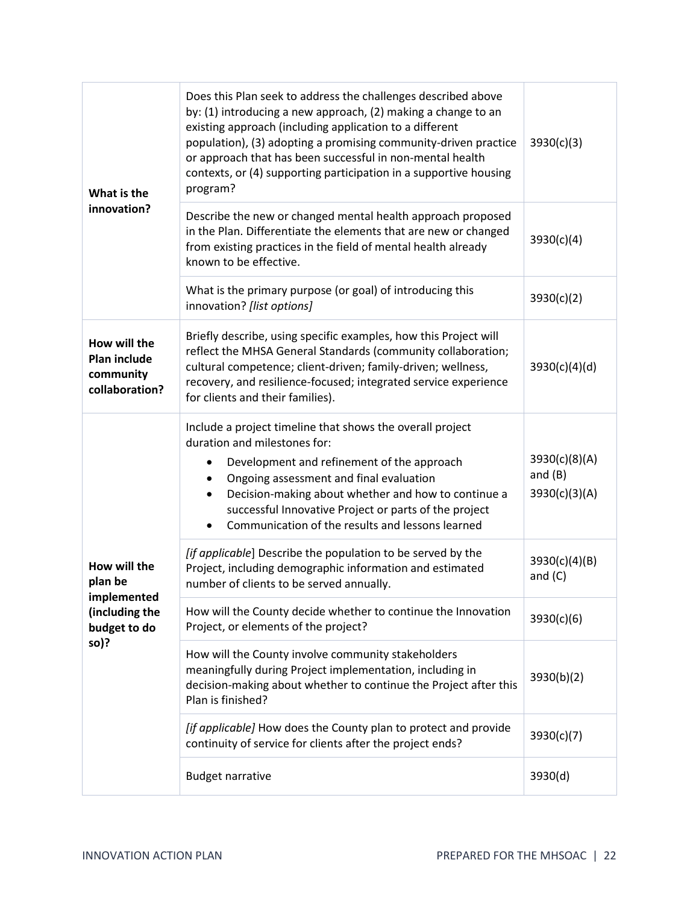| | | |
|---|---|---|
| **What is the innovation?** | Does this Plan seek to address the challenges described above by: (1) introducing a new approach, (2) making a change to an existing approach (including application to a different population), (3) adopting a promising community-driven practice or approach that has been successful in non-mental health contexts, or (4) supporting participation in a supportive housing program? | 3930(c)(3) |
| | Describe the new or changed mental health approach proposed in the Plan. Differentiate the elements that are new or changed from existing practices in the field of mental health already known to be effective. | 3930(c)(4) |
| | What is the primary purpose (or goal) of introducing this innovation? *[list options]* | 3930(c)(2) |
| **How will the Plan include community collaboration?** | Briefly describe, using specific examples, how this Project will reflect the MHSA General Standards (community collaboration; cultural competence; client-driven; family-driven; wellness, recovery, and resilience-focused; integrated service experience for clients and their families). | 3930(c)(4)(d) |
| **How will the plan be implemented (including the budget to do so)?** | Include a project timeline that shows the overall project duration and milestones for: <ul><li>Development and refinement of the approach</li><li>Ongoing assessment and final evaluation</li><li>Decision-making about whether and how to continue a successful Innovative Project or parts of the project</li><li>Communication of the results and lessons learned</li></ul> | 3930(c)(8)(A) and (B)<br>3930(c)(3)(A) |
| | *[if applicable*] Describe the population to be served by the Project, including demographic information and estimated number of clients to be served annually. | 3930(c)(4)(B) and (C) |
| | How will the County decide whether to continue the Innovation Project, or elements of the project? | 3930(c)(6) |
| | How will the County involve community stakeholders meaningfully during Project implementation, including in decision-making about whether to continue the Project after this Plan is finished? | 3930(b)(2) |
| | *[if applicable]* How does the County plan to protect and provide continuity of service for clients after the project ends? | 3930(c)(7) |
| | Budget narrative | 3930(d) |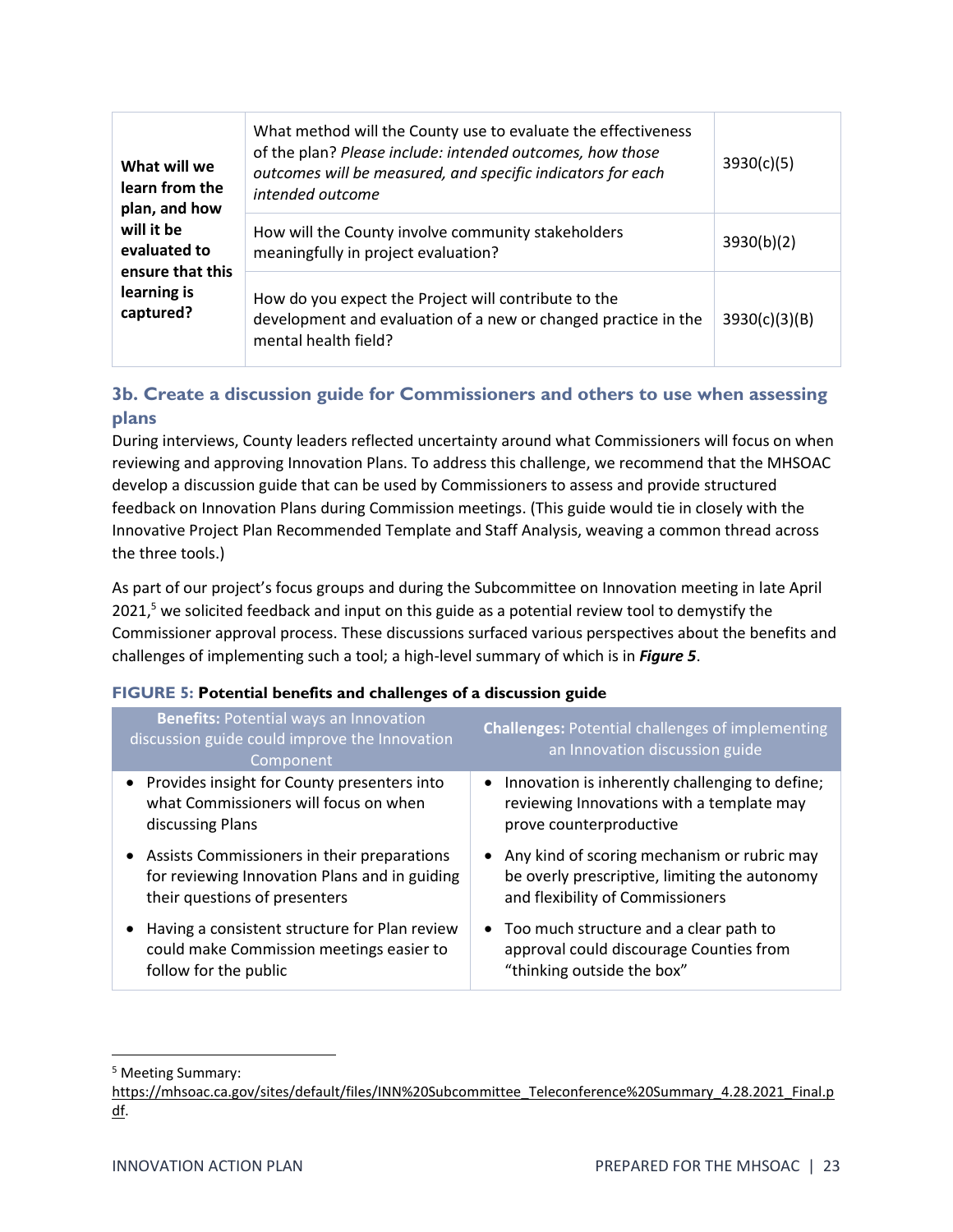| What will we learn from the plan, and how will it be evaluated to ensure that this learning is captured? | What method will the County use to evaluate the effectiveness of the plan? *Please include: intended outcomes, how those outcomes will be measured, and specific indicators for each intended outcome* | 3930(c)(5) |
|---|---|---|
| | How will the County involve community stakeholders meaningfully in project evaluation? | 3930(b)(2) |
| | How do you expect the Project will contribute to the development and evaluation of a new or changed practice in the mental health field? | 3930(c)(3)(B) |

### 3b. Create a discussion guide for Commissioners and others to use when assessing plans

During interviews, County leaders reflected uncertainty around what Commissioners will focus on when reviewing and approving Innovation Plans. To address this challenge, we recommend that the MHSOAC develop a discussion guide that can be used by Commissioners to assess and provide structured feedback on Innovation Plans during Commission meetings. (This guide would tie in closely with the Innovative Project Plan Recommended Template and Staff Analysis, weaving a common thread across the three tools.)

As part of our project's focus groups and during the Subcommittee on Innovation meeting in late April 2021,[5] we solicited feedback and input on this guide as a potential review tool to demystify the Commissioner approval process. These discussions surfaced various perspectives about the benefits and challenges of implementing such a tool; a high-level summary of which is in ***Figure 5***.

**FIGURE 5: Potential benefits and challenges of a discussion guide**

| **Benefits:** Potential ways an Innovation discussion guide could improve the Innovation Component | **Challenges:** Potential challenges of implementing an Innovation discussion guide |
|---|---|
| • Provides insight for County presenters into what Commissioners will focus on when discussing Plans | • Innovation is inherently challenging to define; reviewing Innovations with a template may prove counterproductive |
| • Assists Commissioners in their preparations for reviewing Innovation Plans and in guiding their questions of presenters | • Any kind of scoring mechanism or rubric may be overly prescriptive, limiting the autonomy and flexibility of Commissioners |
| • Having a consistent structure for Plan review could make Commission meetings easier to follow for the public | • Too much structure and a clear path to approval could discourage Counties from "thinking outside the box" |

[5] Meeting Summary: https://mhsoac.ca.gov/sites/default/files/INN%20Subcommittee_Teleconference%20Summary_4.28.2021_Final.pdf.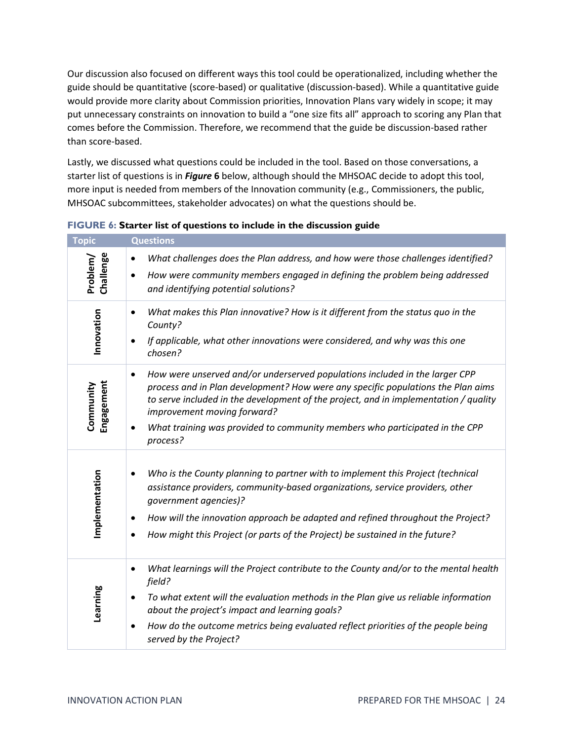Our discussion also focused on different ways this tool could be operationalized, including whether the guide should be quantitative (score-based) or qualitative (discussion-based). While a quantitative guide would provide more clarity about Commission priorities, Innovation Plans vary widely in scope; it may put unnecessary constraints on innovation to build a "one size fits all" approach to scoring any Plan that comes before the Commission. Therefore, we recommend that the guide be discussion-based rather than score-based.

Lastly, we discussed what questions could be included in the tool. Based on those conversations, a starter list of questions is in ***Figure* 6** below, although should the MHSOAC decide to adopt this tool, more input is needed from members of the Innovation community (e.g., Commissioners, the public, MHSOAC subcommittees, stakeholder advocates) on what the questions should be.

**FIGURE 6: Starter list of questions to include in the discussion guide**

| Topic | Questions |
|---|---|
| **Problem/ Challenge** | • *What challenges does the Plan address, and how were those challenges identified?*<br>• *How were community members engaged in defining the problem being addressed and identifying potential solutions?* |
| **Innovation** | • *What makes this Plan innovative? How is it different from the status quo in the County?*<br>• *If applicable, what other innovations were considered, and why was this one chosen?* |
| **Community Engagement** | • *How were unserved and/or underserved populations included in the larger CPP process and in Plan development? How were any specific populations the Plan aims to serve included in the development of the project, and in implementation / quality improvement moving forward?*<br>• *What training was provided to community members who participated in the CPP process?* |
| **Implementation** | • *Who is the County planning to partner with to implement this Project (technical assistance providers, community-based organizations, service providers, other government agencies)?*<br>• *How will the innovation approach be adapted and refined throughout the Project?*<br>• *How might this Project (or parts of the Project) be sustained in the future?* |
| **Learning** | • *What learnings will the Project contribute to the County and/or to the mental health field?*<br>• *To what extent will the evaluation methods in the Plan give us reliable information about the project's impact and learning goals?*<br>• *How do the outcome metrics being evaluated reflect priorities of the people being served by the Project?* |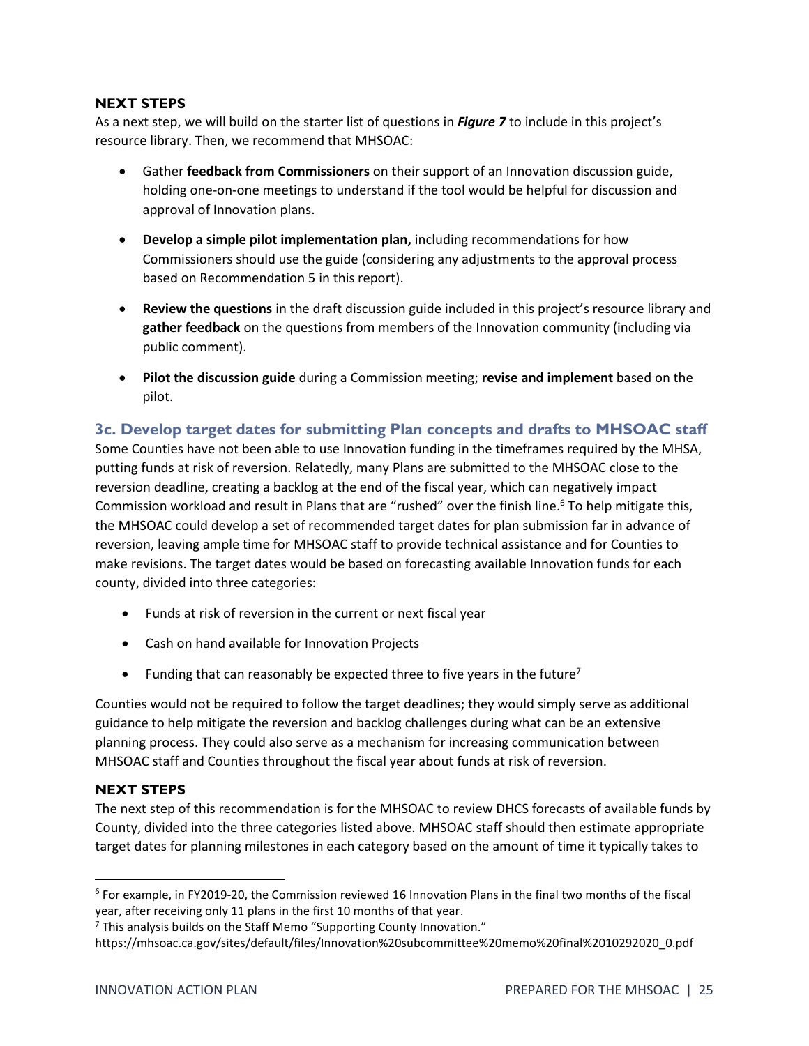### NEXT STEPS

As a next step, we will build on the starter list of questions in ***Figure 7*** to include in this project's resource library. Then, we recommend that MHSOAC:

- Gather **feedback from Commissioners** on their support of an Innovation discussion guide, holding one-on-one meetings to understand if the tool would be helpful for discussion and approval of Innovation plans.
- **Develop a simple pilot implementation plan,** including recommendations for how Commissioners should use the guide (considering any adjustments to the approval process based on Recommendation 5 in this report).
- **Review the questions** in the draft discussion guide included in this project's resource library and **gather feedback** on the questions from members of the Innovation community (including via public comment).
- **Pilot the discussion guide** during a Commission meeting; **revise and implement** based on the pilot.

## 3c. Develop target dates for submitting Plan concepts and drafts to MHSOAC staff

Some Counties have not been able to use Innovation funding in the timeframes required by the MHSA, putting funds at risk of reversion. Relatedly, many Plans are submitted to the MHSOAC close to the reversion deadline, creating a backlog at the end of the fiscal year, which can negatively impact Commission workload and result in Plans that are "rushed" over the finish line.[6] To help mitigate this, the MHSOAC could develop a set of recommended target dates for plan submission far in advance of reversion, leaving ample time for MHSOAC staff to provide technical assistance and for Counties to make revisions. The target dates would be based on forecasting available Innovation funds for each county, divided into three categories:

- Funds at risk of reversion in the current or next fiscal year
- Cash on hand available for Innovation Projects
- Funding that can reasonably be expected three to five years in the future[7]

Counties would not be required to follow the target deadlines; they would simply serve as additional guidance to help mitigate the reversion and backlog challenges during what can be an extensive planning process. They could also serve as a mechanism for increasing communication between MHSOAC staff and Counties throughout the fiscal year about funds at risk of reversion.

### NEXT STEPS

The next step of this recommendation is for the MHSOAC to review DHCS forecasts of available funds by County, divided into the three categories listed above. MHSOAC staff should then estimate appropriate target dates for planning milestones in each category based on the amount of time it typically takes to

---

[6] For example, in FY2019-20, the Commission reviewed 16 Innovation Plans in the final two months of the fiscal year, after receiving only 11 plans in the first 10 months of that year.

[7] This analysis builds on the Staff Memo "Supporting County Innovation."
https://mhsoac.ca.gov/sites/default/files/Innovation%20subcommittee%20memo%20final%2010292020_0.pdf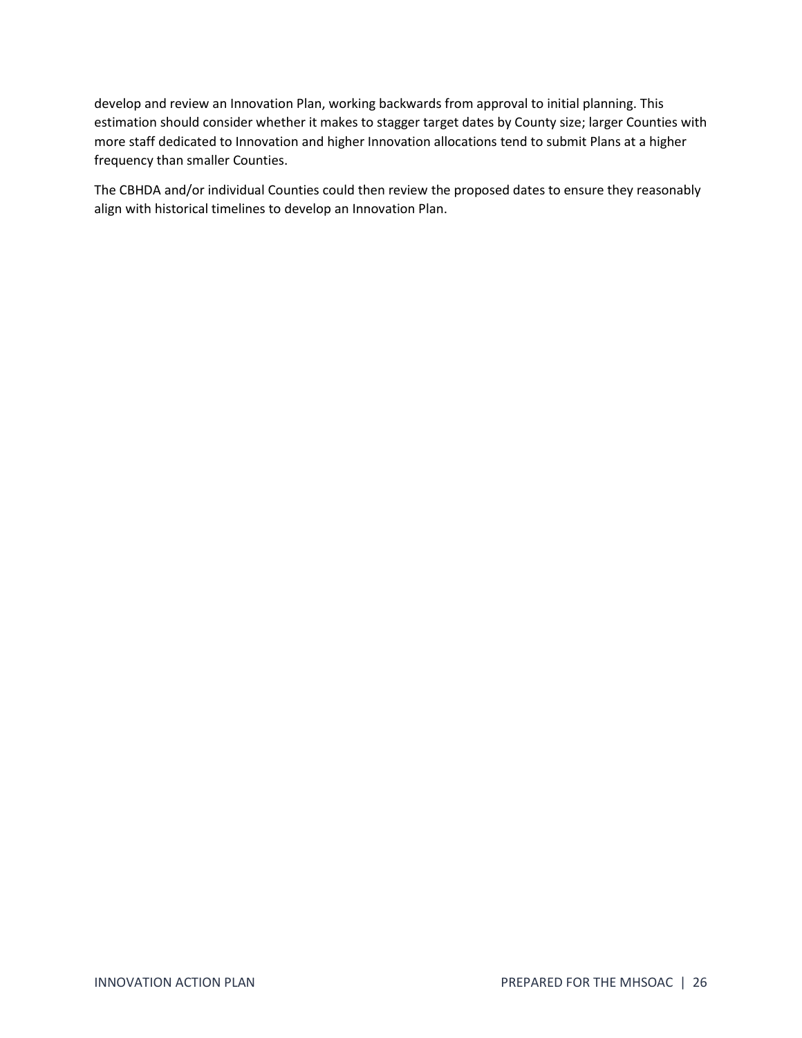develop and review an Innovation Plan, working backwards from approval to initial planning. This estimation should consider whether it makes to stagger target dates by County size; larger Counties with more staff dedicated to Innovation and higher Innovation allocations tend to submit Plans at a higher frequency than smaller Counties.

The CBHDA and/or individual Counties could then review the proposed dates to ensure they reasonably align with historical timelines to develop an Innovation Plan.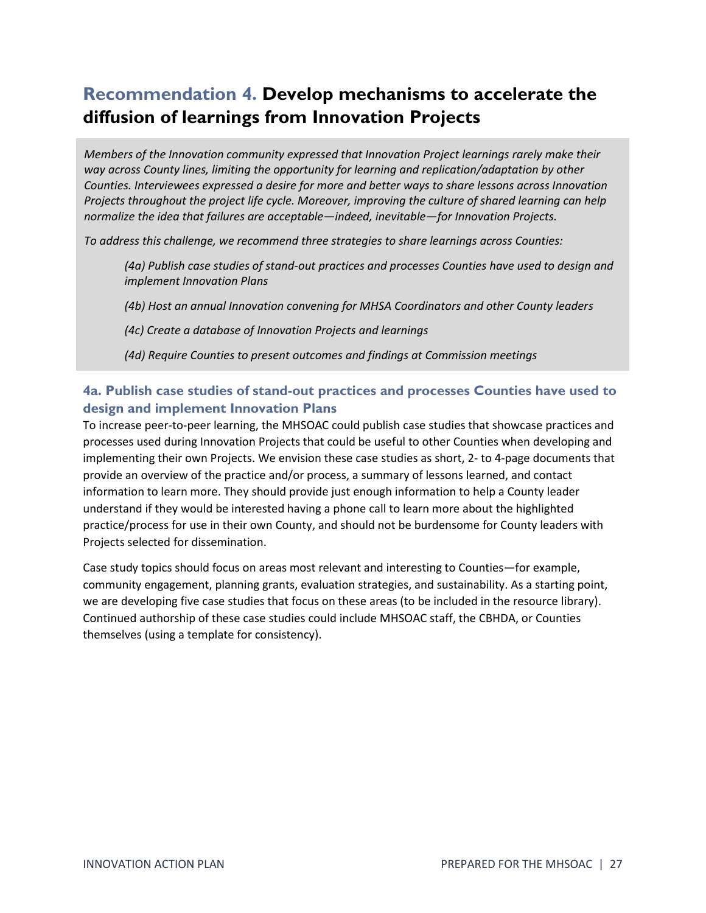## Recommendation 4. **Develop mechanisms to accelerate the diffusion of learnings from Innovation Projects**

*Members of the Innovation community expressed that Innovation Project learnings rarely make their way across County lines, limiting the opportunity for learning and replication/adaptation by other Counties. Interviewees expressed a desire for more and better ways to share lessons across Innovation Projects throughout the project life cycle. Moreover, improving the culture of shared learning can help normalize the idea that failures are acceptable—indeed, inevitable—for Innovation Projects.*

*To address this challenge, we recommend three strategies to share learnings across Counties:*

> *(4a) Publish case studies of stand-out practices and processes Counties have used to design and implement Innovation Plans*
>
> *(4b) Host an annual Innovation convening for MHSA Coordinators and other County leaders*
>
> *(4c) Create a database of Innovation Projects and learnings*
>
> *(4d) Require Counties to present outcomes and findings at Commission meetings*

### 4a. Publish case studies of stand-out practices and processes Counties have used to design and implement Innovation Plans

To increase peer-to-peer learning, the MHSOAC could publish case studies that showcase practices and processes used during Innovation Projects that could be useful to other Counties when developing and implementing their own Projects. We envision these case studies as short, 2- to 4-page documents that provide an overview of the practice and/or process, a summary of lessons learned, and contact information to learn more. They should provide just enough information to help a County leader understand if they would be interested having a phone call to learn more about the highlighted practice/process for use in their own County, and should not be burdensome for County leaders with Projects selected for dissemination.

Case study topics should focus on areas most relevant and interesting to Counties—for example, community engagement, planning grants, evaluation strategies, and sustainability. As a starting point, we are developing five case studies that focus on these areas (to be included in the resource library). Continued authorship of these case studies could include MHSOAC staff, the CBHDA, or Counties themselves (using a template for consistency).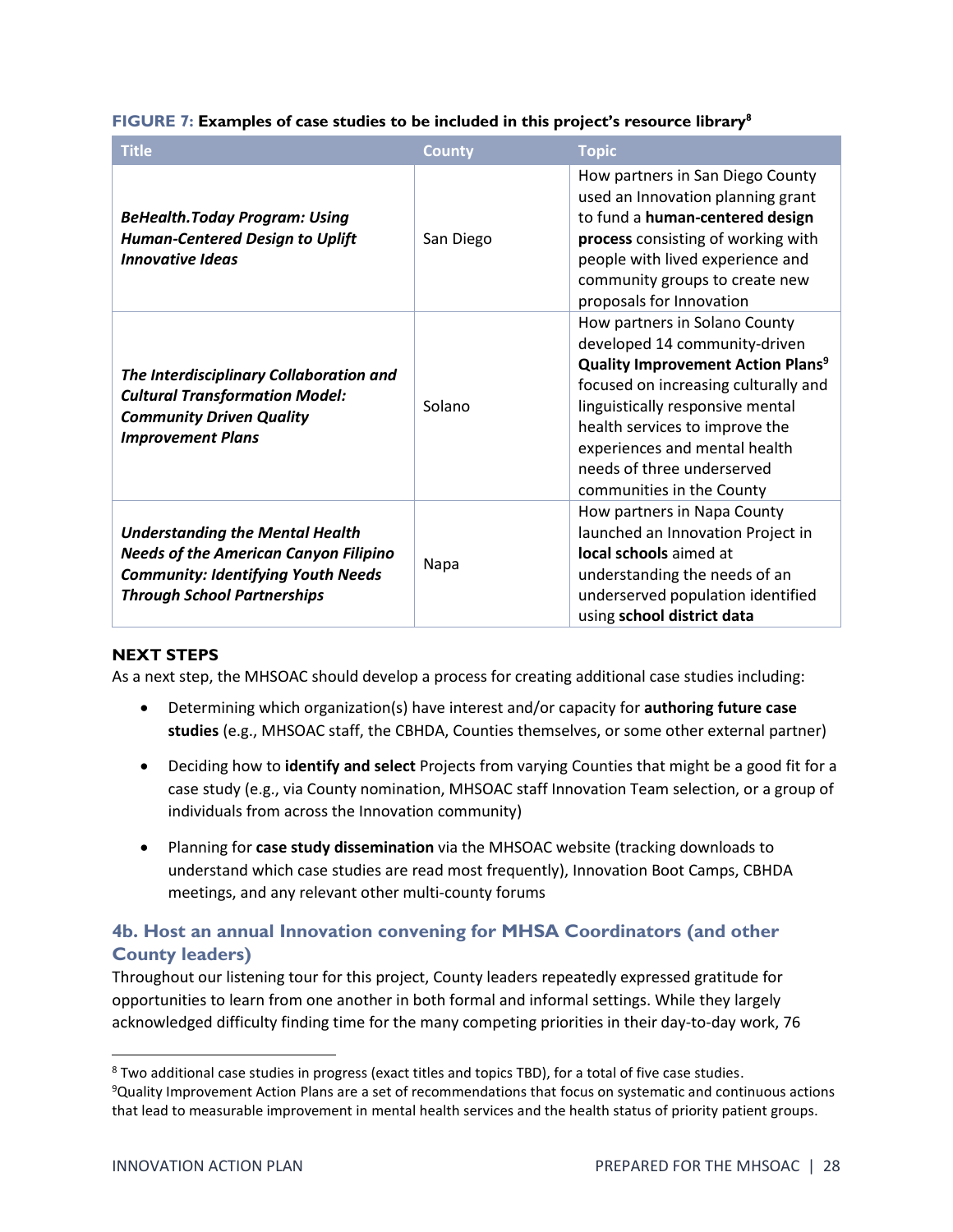**FIGURE 7: Examples of case studies to be included in this project's resource library**[8]

| Title | County | Topic |
|---|---|---|
| ***BeHealth.Today Program: Using Human-Centered Design to Uplift Innovative Ideas*** | San Diego | How partners in San Diego County used an Innovation planning grant to fund a **human-centered design process** consisting of working with people with lived experience and community groups to create new proposals for Innovation |
| ***The Interdisciplinary Collaboration and Cultural Transformation Model: Community Driven Quality Improvement Plans*** | Solano | How partners in Solano County developed 14 community-driven **Quality Improvement Action Plans**[9] focused on increasing culturally and linguistically responsive mental health services to improve the experiences and mental health needs of three underserved communities in the County |
| ***Understanding the Mental Health Needs of the American Canyon Filipino Community: Identifying Youth Needs Through School Partnerships*** | Napa | How partners in Napa County launched an Innovation Project in **local schools** aimed at understanding the needs of an underserved population identified using **school district data** |

### NEXT STEPS

As a next step, the MHSOAC should develop a process for creating additional case studies including:

- Determining which organization(s) have interest and/or capacity for **authoring future case studies** (e.g., MHSOAC staff, the CBHDA, Counties themselves, or some other external partner)
- Deciding how to **identify and select** Projects from varying Counties that might be a good fit for a case study (e.g., via County nomination, MHSOAC staff Innovation Team selection, or a group of individuals from across the Innovation community)
- Planning for **case study dissemination** via the MHSOAC website (tracking downloads to understand which case studies are read most frequently), Innovation Boot Camps, CBHDA meetings, and any relevant other multi-county forums

## 4b. Host an annual Innovation convening for MHSA Coordinators (and other County leaders)

Throughout our listening tour for this project, County leaders repeatedly expressed gratitude for opportunities to learn from one another in both formal and informal settings. While they largely acknowledged difficulty finding time for the many competing priorities in their day-to-day work, 76

---

[8] Two additional case studies in progress (exact titles and topics TBD), for a total of five case studies.

[9] Quality Improvement Action Plans are a set of recommendations that focus on systematic and continuous actions that lead to measurable improvement in mental health services and the health status of priority patient groups.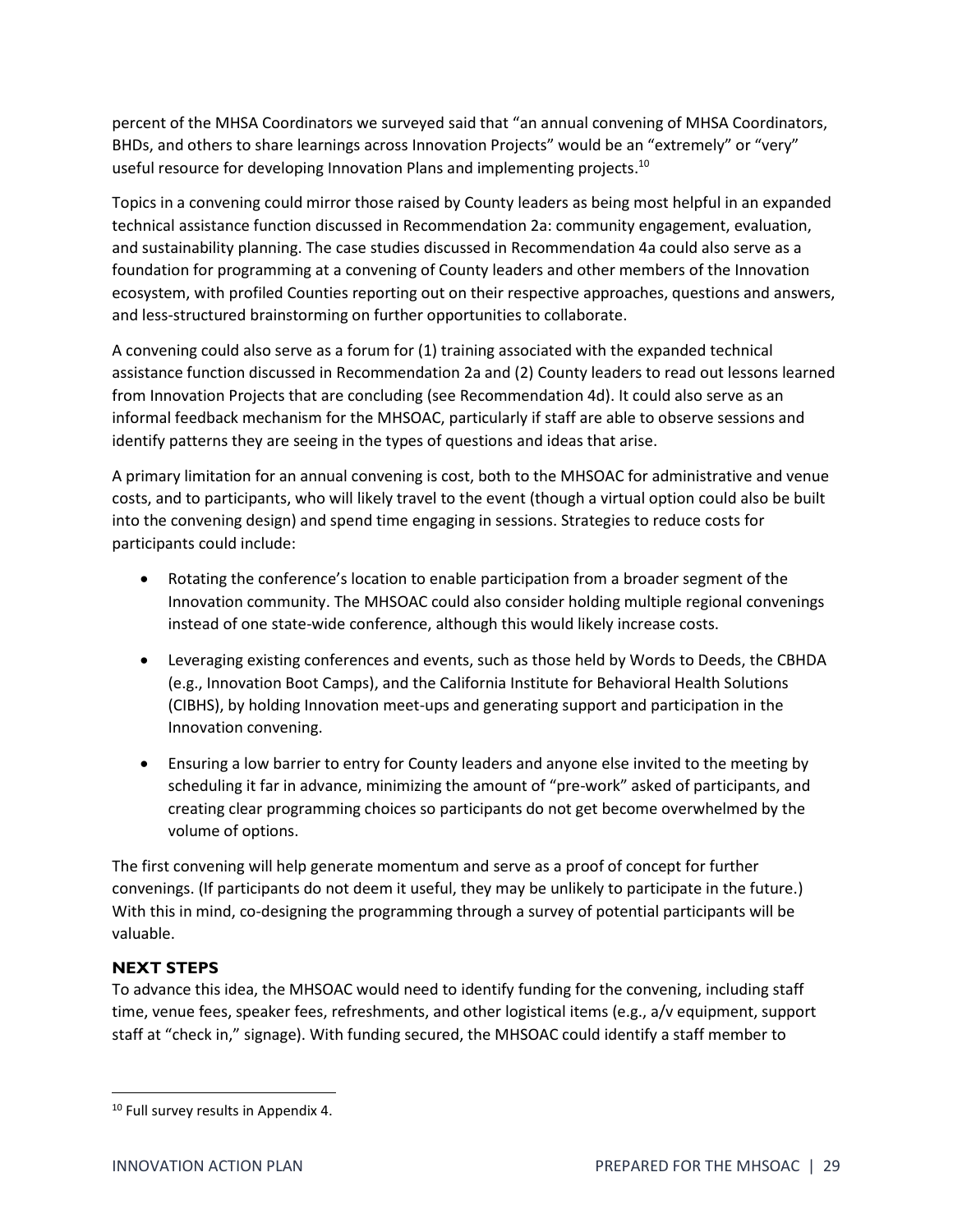percent of the MHSA Coordinators we surveyed said that "an annual convening of MHSA Coordinators, BHDs, and others to share learnings across Innovation Projects" would be an "extremely" or "very" useful resource for developing Innovation Plans and implementing projects.[10]

Topics in a convening could mirror those raised by County leaders as being most helpful in an expanded technical assistance function discussed in Recommendation 2a: community engagement, evaluation, and sustainability planning. The case studies discussed in Recommendation 4a could also serve as a foundation for programming at a convening of County leaders and other members of the Innovation ecosystem, with profiled Counties reporting out on their respective approaches, questions and answers, and less-structured brainstorming on further opportunities to collaborate.

A convening could also serve as a forum for (1) training associated with the expanded technical assistance function discussed in Recommendation 2a and (2) County leaders to read out lessons learned from Innovation Projects that are concluding (see Recommendation 4d). It could also serve as an informal feedback mechanism for the MHSOAC, particularly if staff are able to observe sessions and identify patterns they are seeing in the types of questions and ideas that arise.

A primary limitation for an annual convening is cost, both to the MHSOAC for administrative and venue costs, and to participants, who will likely travel to the event (though a virtual option could also be built into the convening design) and spend time engaging in sessions. Strategies to reduce costs for participants could include:

- Rotating the conference's location to enable participation from a broader segment of the Innovation community. The MHSOAC could also consider holding multiple regional convenings instead of one state-wide conference, although this would likely increase costs.
- Leveraging existing conferences and events, such as those held by Words to Deeds, the CBHDA (e.g., Innovation Boot Camps), and the California Institute for Behavioral Health Solutions (CIBHS), by holding Innovation meet-ups and generating support and participation in the Innovation convening.
- Ensuring a low barrier to entry for County leaders and anyone else invited to the meeting by scheduling it far in advance, minimizing the amount of "pre-work" asked of participants, and creating clear programming choices so participants do not get become overwhelmed by the volume of options.

The first convening will help generate momentum and serve as a proof of concept for further convenings. (If participants do not deem it useful, they may be unlikely to participate in the future.) With this in mind, co-designing the programming through a survey of potential participants will be valuable.

### NEXT STEPS

To advance this idea, the MHSOAC would need to identify funding for the convening, including staff time, venue fees, speaker fees, refreshments, and other logistical items (e.g., a/v equipment, support staff at "check in," signage). With funding secured, the MHSOAC could identify a staff member to

[10] Full survey results in Appendix 4.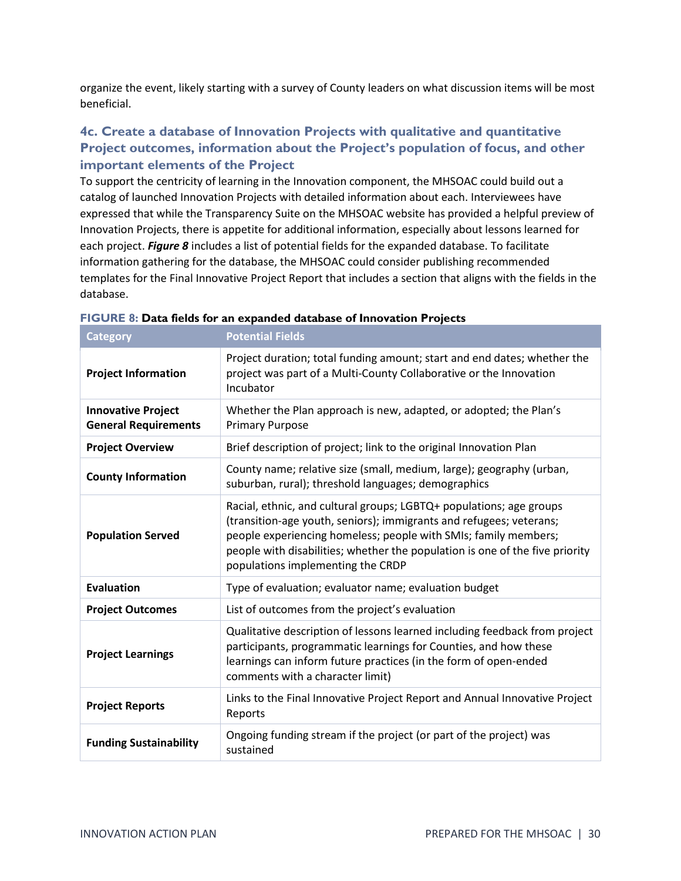organize the event, likely starting with a survey of County leaders on what discussion items will be most beneficial.

### 4c. Create a database of Innovation Projects with qualitative and quantitative Project outcomes, information about the Project's population of focus, and other important elements of the Project

To support the centricity of learning in the Innovation component, the MHSOAC could build out a catalog of launched Innovation Projects with detailed information about each. Interviewees have expressed that while the Transparency Suite on the MHSOAC website has provided a helpful preview of Innovation Projects, there is appetite for additional information, especially about lessons learned for each project. ***Figure 8*** includes a list of potential fields for the expanded database. To facilitate information gathering for the database, the MHSOAC could consider publishing recommended templates for the Final Innovative Project Report that includes a section that aligns with the fields in the database.

**FIGURE 8: Data fields for an expanded database of Innovation Projects**

| Category | Potential Fields |
|---|---|
| **Project Information** | Project duration; total funding amount; start and end dates; whether the project was part of a Multi-County Collaborative or the Innovation Incubator |
| **Innovative Project General Requirements** | Whether the Plan approach is new, adapted, or adopted; the Plan's Primary Purpose |
| **Project Overview** | Brief description of project; link to the original Innovation Plan |
| **County Information** | County name; relative size (small, medium, large); geography (urban, suburban, rural); threshold languages; demographics |
| **Population Served** | Racial, ethnic, and cultural groups; LGBTQ+ populations; age groups (transition-age youth, seniors); immigrants and refugees; veterans; people experiencing homeless; people with SMIs; family members; people with disabilities; whether the population is one of the five priority populations implementing the CRDP |
| **Evaluation** | Type of evaluation; evaluator name; evaluation budget |
| **Project Outcomes** | List of outcomes from the project's evaluation |
| **Project Learnings** | Qualitative description of lessons learned including feedback from project participants, programmatic learnings for Counties, and how these learnings can inform future practices (in the form of open-ended comments with a character limit) |
| **Project Reports** | Links to the Final Innovative Project Report and Annual Innovative Project Reports |
| **Funding Sustainability** | Ongoing funding stream if the project (or part of the project) was sustained |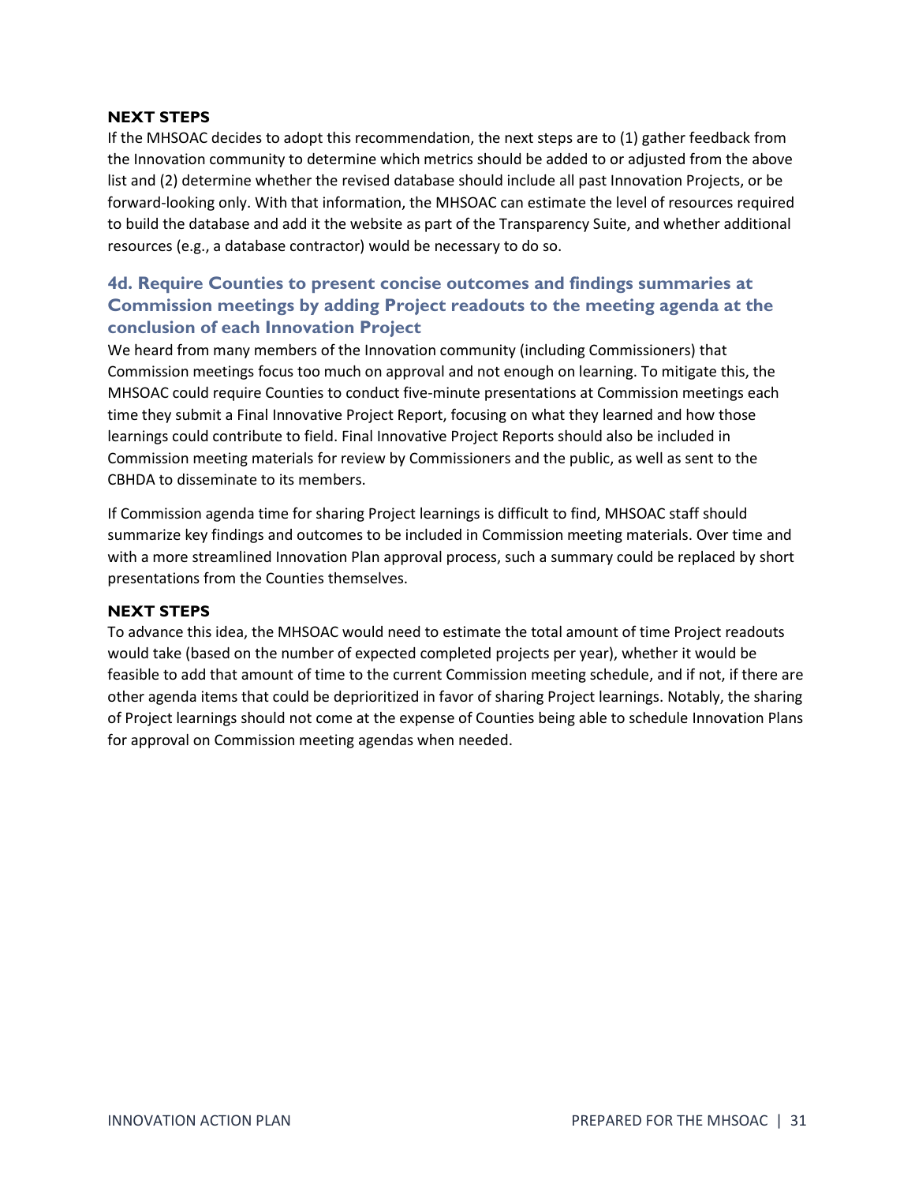#### NEXT STEPS

If the MHSOAC decides to adopt this recommendation, the next steps are to (1) gather feedback from the Innovation community to determine which metrics should be added to or adjusted from the above list and (2) determine whether the revised database should include all past Innovation Projects, or be forward-looking only. With that information, the MHSOAC can estimate the level of resources required to build the database and add it the website as part of the Transparency Suite, and whether additional resources (e.g., a database contractor) would be necessary to do so.

### 4d. Require Counties to present concise outcomes and findings summaries at Commission meetings by adding Project readouts to the meeting agenda at the conclusion of each Innovation Project

We heard from many members of the Innovation community (including Commissioners) that Commission meetings focus too much on approval and not enough on learning. To mitigate this, the MHSOAC could require Counties to conduct five-minute presentations at Commission meetings each time they submit a Final Innovative Project Report, focusing on what they learned and how those learnings could contribute to field. Final Innovative Project Reports should also be included in Commission meeting materials for review by Commissioners and the public, as well as sent to the CBHDA to disseminate to its members.

If Commission agenda time for sharing Project learnings is difficult to find, MHSOAC staff should summarize key findings and outcomes to be included in Commission meeting materials. Over time and with a more streamlined Innovation Plan approval process, such a summary could be replaced by short presentations from the Counties themselves.

#### NEXT STEPS

To advance this idea, the MHSOAC would need to estimate the total amount of time Project readouts would take (based on the number of expected completed projects per year), whether it would be feasible to add that amount of time to the current Commission meeting schedule, and if not, if there are other agenda items that could be deprioritized in favor of sharing Project learnings. Notably, the sharing of Project learnings should not come at the expense of Counties being able to schedule Innovation Plans for approval on Commission meeting agendas when needed.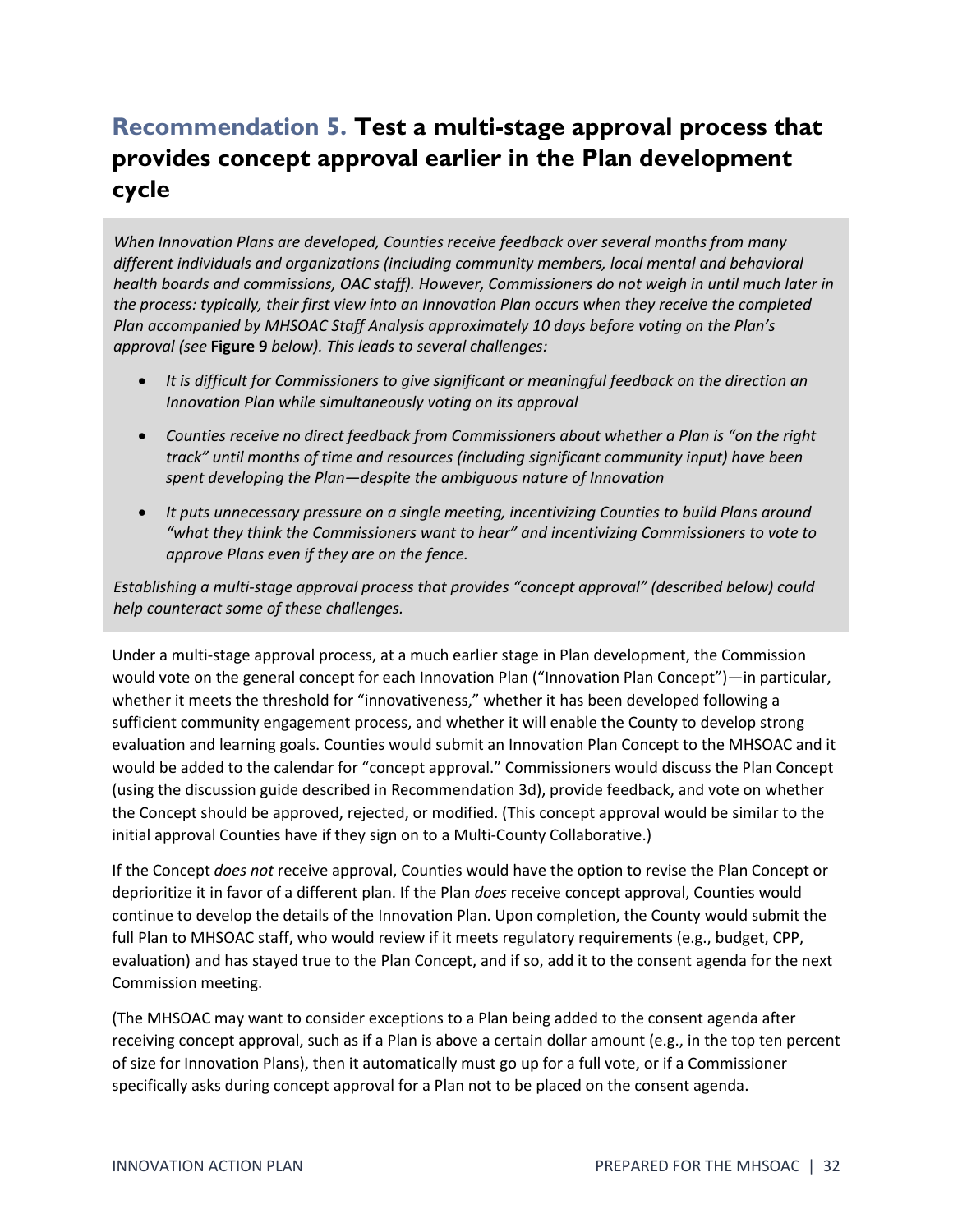## Recommendation 5. **Test a multi-stage approval process that provides concept approval earlier in the Plan development cycle**

*When Innovation Plans are developed, Counties receive feedback over several months from many different individuals and organizations (including community members, local mental and behavioral health boards and commissions, OAC staff). However, Commissioners do not weigh in until much later in the process: typically, their first view into an Innovation Plan occurs when they receive the completed Plan accompanied by MHSOAC Staff Analysis approximately 10 days before voting on the Plan's approval (see* ***Figure 9*** *below). This leads to several challenges:*

- *It is difficult for Commissioners to give significant or meaningful feedback on the direction an Innovation Plan while simultaneously voting on its approval*
- *Counties receive no direct feedback from Commissioners about whether a Plan is "on the right track" until months of time and resources (including significant community input) have been spent developing the Plan—despite the ambiguous nature of Innovation*
- *It puts unnecessary pressure on a single meeting, incentivizing Counties to build Plans around "what they think the Commissioners want to hear" and incentivizing Commissioners to vote to approve Plans even if they are on the fence.*

*Establishing a multi-stage approval process that provides "concept approval" (described below) could help counteract some of these challenges.*

Under a multi-stage approval process, at a much earlier stage in Plan development, the Commission would vote on the general concept for each Innovation Plan ("Innovation Plan Concept")—in particular, whether it meets the threshold for "innovativeness," whether it has been developed following a sufficient community engagement process, and whether it will enable the County to develop strong evaluation and learning goals. Counties would submit an Innovation Plan Concept to the MHSOAC and it would be added to the calendar for "concept approval." Commissioners would discuss the Plan Concept (using the discussion guide described in Recommendation 3d), provide feedback, and vote on whether the Concept should be approved, rejected, or modified. (This concept approval would be similar to the initial approval Counties have if they sign on to a Multi-County Collaborative.)

If the Concept *does not* receive approval, Counties would have the option to revise the Plan Concept or deprioritize it in favor of a different plan. If the Plan *does* receive concept approval, Counties would continue to develop the details of the Innovation Plan. Upon completion, the County would submit the full Plan to MHSOAC staff, who would review if it meets regulatory requirements (e.g., budget, CPP, evaluation) and has stayed true to the Plan Concept, and if so, add it to the consent agenda for the next Commission meeting.

(The MHSOAC may want to consider exceptions to a Plan being added to the consent agenda after receiving concept approval, such as if a Plan is above a certain dollar amount (e.g., in the top ten percent of size for Innovation Plans), then it automatically must go up for a full vote, or if a Commissioner specifically asks during concept approval for a Plan not to be placed on the consent agenda.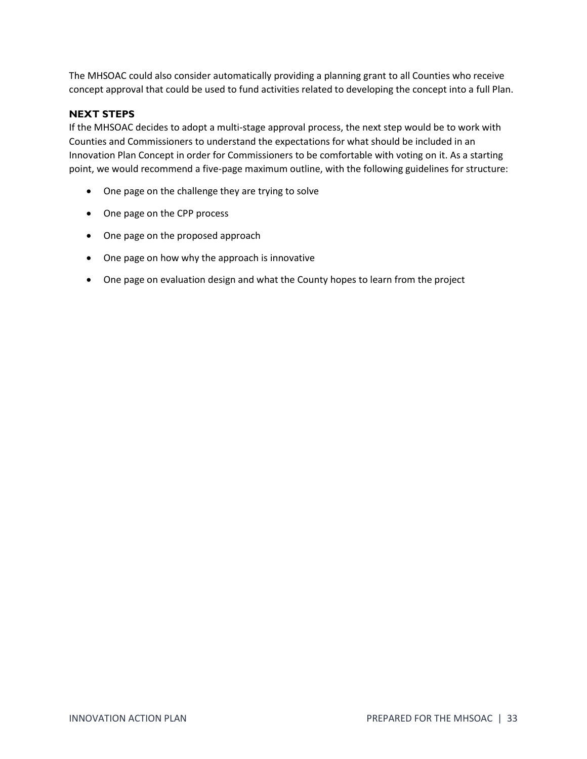The MHSOAC could also consider automatically providing a planning grant to all Counties who receive concept approval that could be used to fund activities related to developing the concept into a full Plan.

### NEXT STEPS

If the MHSOAC decides to adopt a multi-stage approval process, the next step would be to work with Counties and Commissioners to understand the expectations for what should be included in an Innovation Plan Concept in order for Commissioners to be comfortable with voting on it. As a starting point, we would recommend a five-page maximum outline, with the following guidelines for structure:

- One page on the challenge they are trying to solve
- One page on the CPP process
- One page on the proposed approach
- One page on how why the approach is innovative
- One page on evaluation design and what the County hopes to learn from the project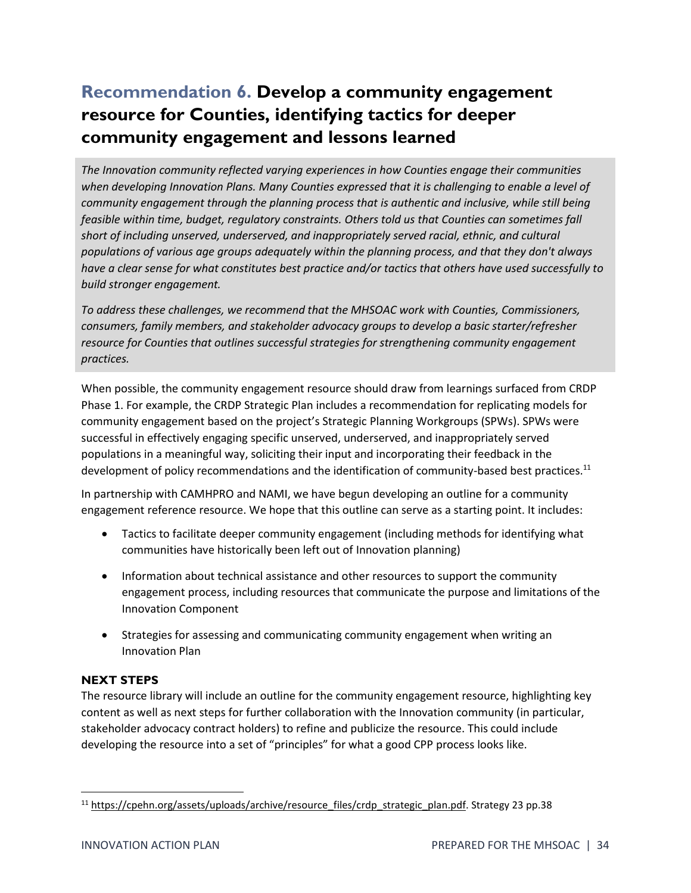## Recommendation 6. **Develop a community engagement resource for Counties, identifying tactics for deeper community engagement and lessons learned**

*The Innovation community reflected varying experiences in how Counties engage their communities when developing Innovation Plans. Many Counties expressed that it is challenging to enable a level of community engagement through the planning process that is authentic and inclusive, while still being feasible within time, budget, regulatory constraints. Others told us that Counties can sometimes fall short of including unserved, underserved, and inappropriately served racial, ethnic, and cultural populations of various age groups adequately within the planning process, and that they don't always have a clear sense for what constitutes best practice and/or tactics that others have used successfully to build stronger engagement.*

*To address these challenges, we recommend that the MHSOAC work with Counties, Commissioners, consumers, family members, and stakeholder advocacy groups to develop a basic starter/refresher resource for Counties that outlines successful strategies for strengthening community engagement practices.*

When possible, the community engagement resource should draw from learnings surfaced from CRDP Phase 1. For example, the CRDP Strategic Plan includes a recommendation for replicating models for community engagement based on the project's Strategic Planning Workgroups (SPWs). SPWs were successful in effectively engaging specific unserved, underserved, and inappropriately served populations in a meaningful way, soliciting their input and incorporating their feedback in the development of policy recommendations and the identification of community-based best practices.[11]

In partnership with CAMHPRO and NAMI, we have begun developing an outline for a community engagement reference resource. We hope that this outline can serve as a starting point. It includes:

- Tactics to facilitate deeper community engagement (including methods for identifying what communities have historically been left out of Innovation planning)
- Information about technical assistance and other resources to support the community engagement process, including resources that communicate the purpose and limitations of the Innovation Component
- Strategies for assessing and communicating community engagement when writing an Innovation Plan

**NEXT STEPS**

The resource library will include an outline for the community engagement resource, highlighting key content as well as next steps for further collaboration with the Innovation community (in particular, stakeholder advocacy contract holders) to refine and publicize the resource. This could include developing the resource into a set of "principles" for what a good CPP process looks like.

---

[11] https://cpehn.org/assets/uploads/archive/resource_files/crdp_strategic_plan.pdf. Strategy 23 pp.38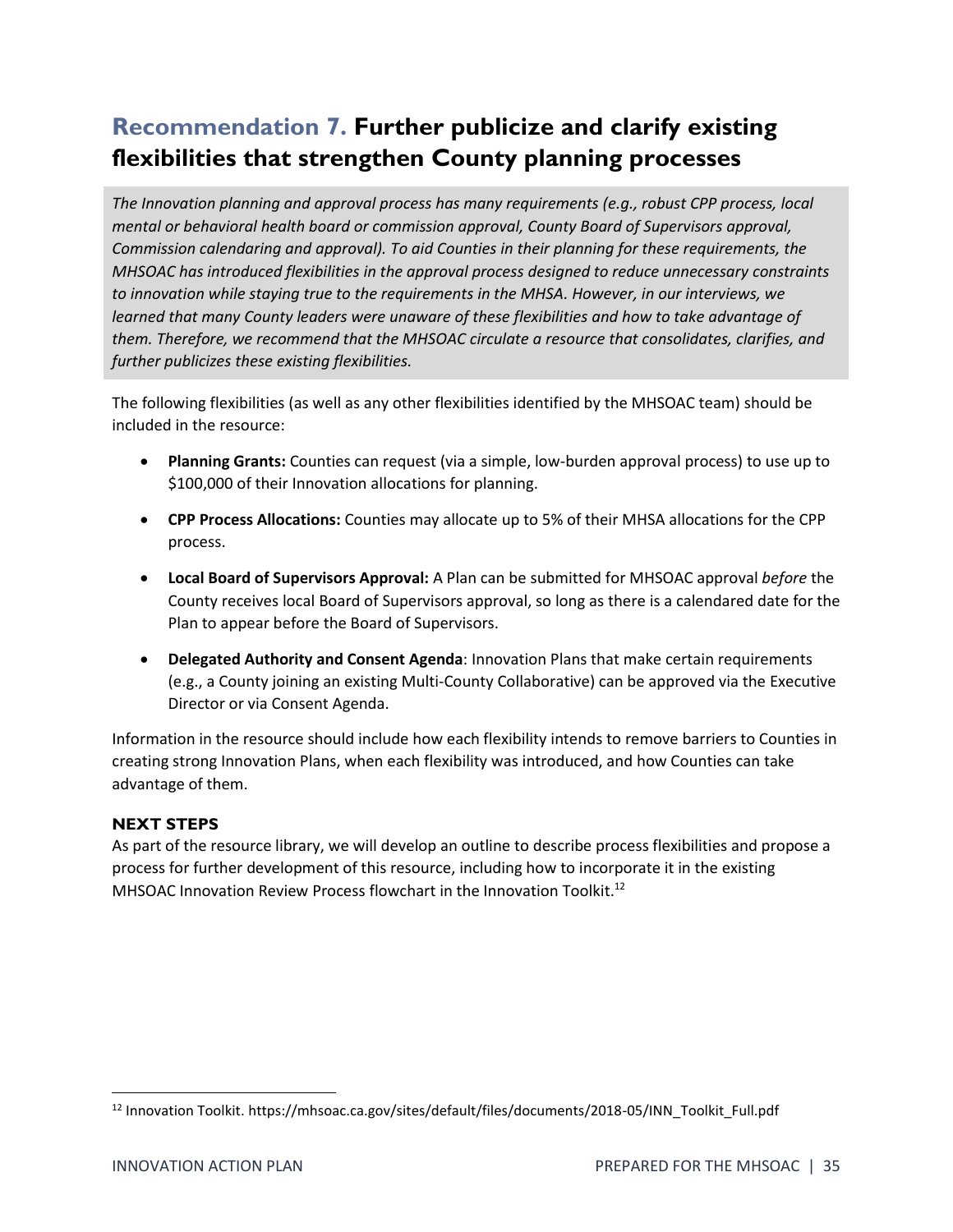## Recommendation 7. **Further publicize and clarify existing flexibilities that strengthen County planning processes**

*The Innovation planning and approval process has many requirements (e.g., robust CPP process, local mental or behavioral health board or commission approval, County Board of Supervisors approval, Commission calendaring and approval). To aid Counties in their planning for these requirements, the MHSOAC has introduced flexibilities in the approval process designed to reduce unnecessary constraints to innovation while staying true to the requirements in the MHSA. However, in our interviews, we learned that many County leaders were unaware of these flexibilities and how to take advantage of them. Therefore, we recommend that the MHSOAC circulate a resource that consolidates, clarifies, and further publicizes these existing flexibilities.*

The following flexibilities (as well as any other flexibilities identified by the MHSOAC team) should be included in the resource:

- **Planning Grants:** Counties can request (via a simple, low-burden approval process) to use up to $100,000 of their Innovation allocations for planning.
- **CPP Process Allocations:** Counties may allocate up to 5% of their MHSA allocations for the CPP process.
- **Local Board of Supervisors Approval:** A Plan can be submitted for MHSOAC approval *before* the County receives local Board of Supervisors approval, so long as there is a calendared date for the Plan to appear before the Board of Supervisors.
- **Delegated Authority and Consent Agenda**: Innovation Plans that make certain requirements (e.g., a County joining an existing Multi-County Collaborative) can be approved via the Executive Director or via Consent Agenda.

Information in the resource should include how each flexibility intends to remove barriers to Counties in creating strong Innovation Plans, when each flexibility was introduced, and how Counties can take advantage of them.

### NEXT STEPS

As part of the resource library, we will develop an outline to describe process flexibilities and propose a process for further development of this resource, including how to incorporate it in the existing MHSOAC Innovation Review Process flowchart in the Innovation Toolkit.[12]

[12] Innovation Toolkit. https://mhsoac.ca.gov/sites/default/files/documents/2018-05/INN_Toolkit_Full.pdf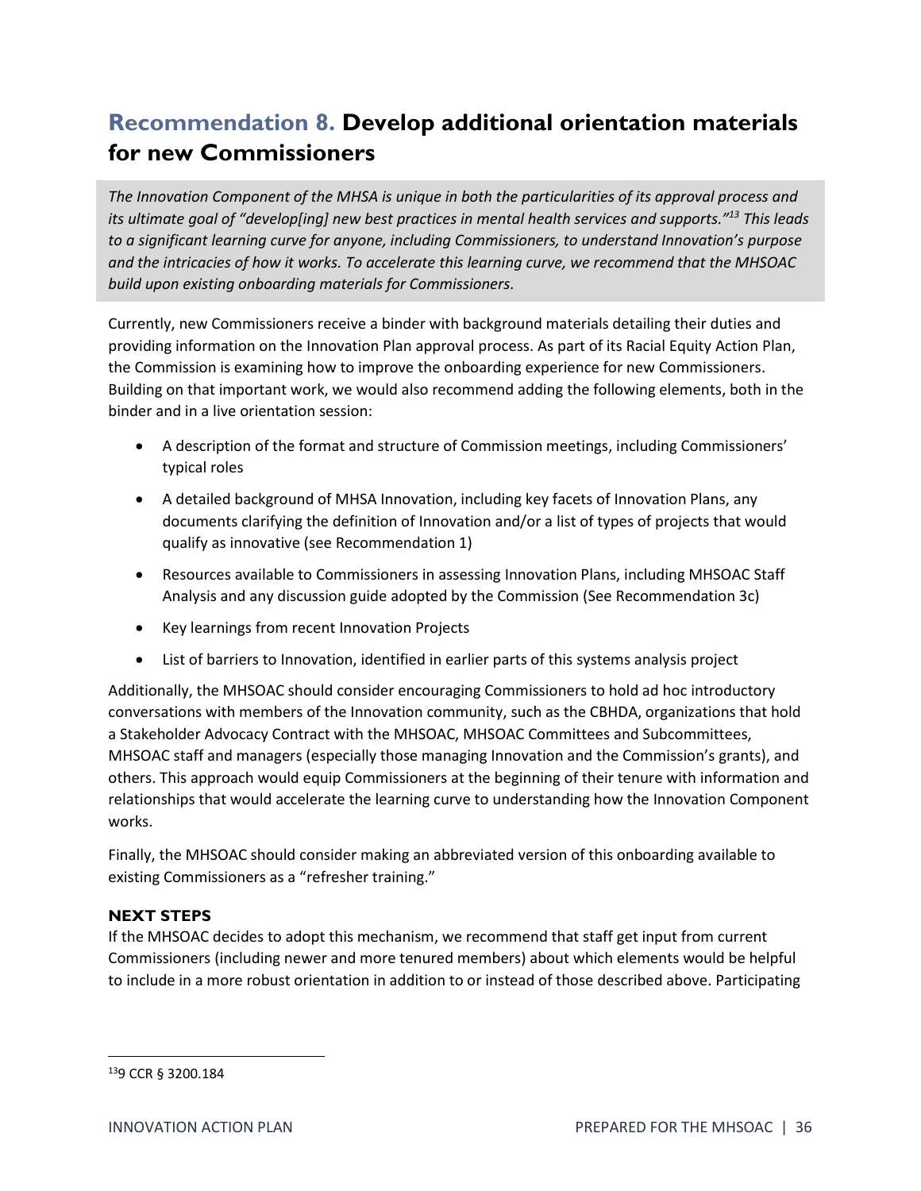## Recommendation 8. **Develop additional orientation materials for new Commissioners**

*The Innovation Component of the MHSA is unique in both the particularities of its approval process and its ultimate goal of "develop[ing] new best practices in mental health services and supports."[13] This leads to a significant learning curve for anyone, including Commissioners, to understand Innovation's purpose and the intricacies of how it works. To accelerate this learning curve, we recommend that the MHSOAC build upon existing onboarding materials for Commissioners.*

Currently, new Commissioners receive a binder with background materials detailing their duties and providing information on the Innovation Plan approval process. As part of its Racial Equity Action Plan, the Commission is examining how to improve the onboarding experience for new Commissioners. Building on that important work, we would also recommend adding the following elements, both in the binder and in a live orientation session:

- A description of the format and structure of Commission meetings, including Commissioners' typical roles
- A detailed background of MHSA Innovation, including key facets of Innovation Plans, any documents clarifying the definition of Innovation and/or a list of types of projects that would qualify as innovative (see Recommendation 1)
- Resources available to Commissioners in assessing Innovation Plans, including MHSOAC Staff Analysis and any discussion guide adopted by the Commission (See Recommendation 3c)
- Key learnings from recent Innovation Projects
- List of barriers to Innovation, identified in earlier parts of this systems analysis project

Additionally, the MHSOAC should consider encouraging Commissioners to hold ad hoc introductory conversations with members of the Innovation community, such as the CBHDA, organizations that hold a Stakeholder Advocacy Contract with the MHSOAC, MHSOAC Committees and Subcommittees, MHSOAC staff and managers (especially those managing Innovation and the Commission's grants), and others. This approach would equip Commissioners at the beginning of their tenure with information and relationships that would accelerate the learning curve to understanding how the Innovation Component works.

Finally, the MHSOAC should consider making an abbreviated version of this onboarding available to existing Commissioners as a "refresher training."

**NEXT STEPS**

If the MHSOAC decides to adopt this mechanism, we recommend that staff get input from current Commissioners (including newer and more tenured members) about which elements would be helpful to include in a more robust orientation in addition to or instead of those described above. Participating

[13] 9 CCR § 3200.184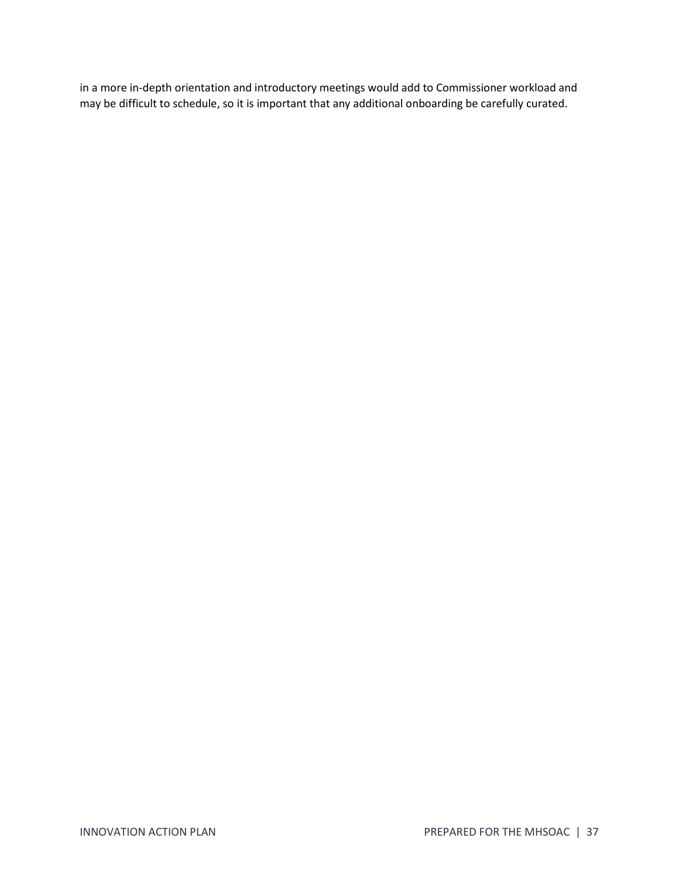in a more in-depth orientation and introductory meetings would add to Commissioner workload and may be difficult to schedule, so it is important that any additional onboarding be carefully curated.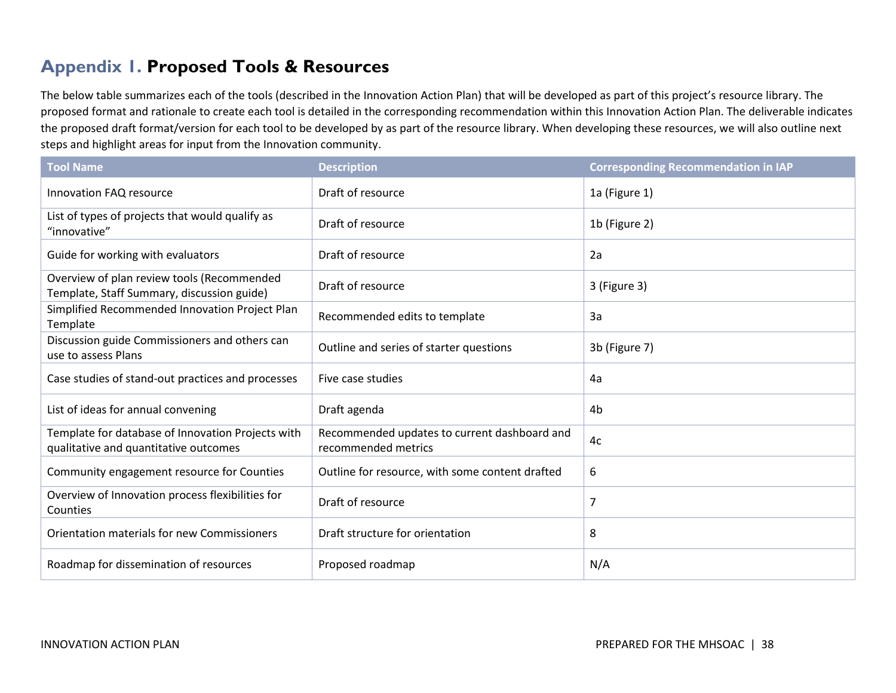# Appendix 1. Proposed Tools & Resources

The below table summarizes each of the tools (described in the Innovation Action Plan) that will be developed as part of this project's resource library. The proposed format and rationale to create each tool is detailed in the corresponding recommendation within this Innovation Action Plan. The deliverable indicates the proposed draft format/version for each tool to be developed by as part of the resource library. When developing these resources, we will also outline next steps and highlight areas for input from the Innovation community.

| Tool Name | Description | Corresponding Recommendation in IAP |
|---|---|---|
| Innovation FAQ resource | Draft of resource | 1a (Figure 1) |
| List of types of projects that would qualify as "innovative" | Draft of resource | 1b (Figure 2) |
| Guide for working with evaluators | Draft of resource | 2a |
| Overview of plan review tools (Recommended Template, Staff Summary, discussion guide) | Draft of resource | 3 (Figure 3) |
| Simplified Recommended Innovation Project Plan Template | Recommended edits to template | 3a |
| Discussion guide Commissioners and others can use to assess Plans | Outline and series of starter questions | 3b (Figure 7) |
| Case studies of stand-out practices and processes | Five case studies | 4a |
| List of ideas for annual convening | Draft agenda | 4b |
| Template for database of Innovation Projects with qualitative and quantitative outcomes | Recommended updates to current dashboard and recommended metrics | 4c |
| Community engagement resource for Counties | Outline for resource, with some content drafted | 6 |
| Overview of Innovation process flexibilities for Counties | Draft of resource | 7 |
| Orientation materials for new Commissioners | Draft structure for orientation | 8 |
| Roadmap for dissemination of resources | Proposed roadmap | N/A |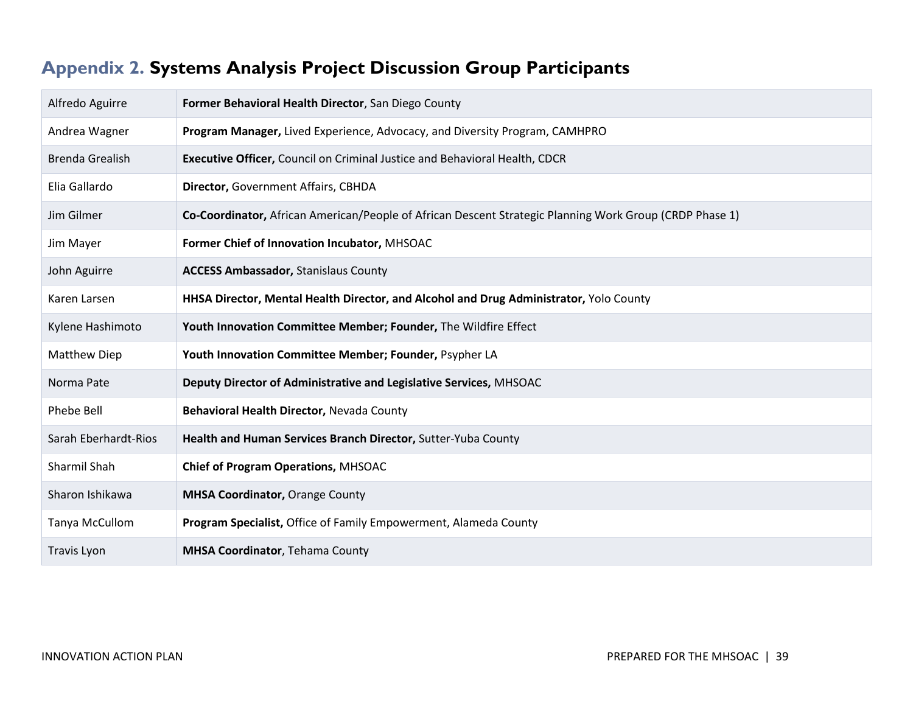## Appendix 2. Systems Analysis Project Discussion Group Participants

| Name | Role |
| --- | --- |
| Alfredo Aguirre | **Former Behavioral Health Director**, San Diego County |
| Andrea Wagner | **Program Manager,** Lived Experience, Advocacy, and Diversity Program, CAMHPRO |
| Brenda Grealish | **Executive Officer,** Council on Criminal Justice and Behavioral Health, CDCR |
| Elia Gallardo | **Director,** Government Affairs, CBHDA |
| Jim Gilmer | **Co-Coordinator,** African American/People of African Descent Strategic Planning Work Group (CRDP Phase 1) |
| Jim Mayer | **Former Chief of Innovation Incubator,** MHSOAC |
| John Aguirre | **ACCESS Ambassador,** Stanislaus County |
| Karen Larsen | **HHSA Director, Mental Health Director, and Alcohol and Drug Administrator,** Yolo County |
| Kylene Hashimoto | **Youth Innovation Committee Member; Founder,** The Wildfire Effect |
| Matthew Diep | **Youth Innovation Committee Member; Founder,** Psypher LA |
| Norma Pate | **Deputy Director of Administrative and Legislative Services,** MHSOAC |
| Phebe Bell | **Behavioral Health Director,** Nevada County |
| Sarah Eberhardt-Rios | **Health and Human Services Branch Director,** Sutter-Yuba County |
| Sharmil Shah | **Chief of Program Operations,** MHSOAC |
| Sharon Ishikawa | **MHSA Coordinator,** Orange County |
| Tanya McCullom | **Program Specialist,** Office of Family Empowerment, Alameda County |
| Travis Lyon | **MHSA Coordinator**, Tehama County |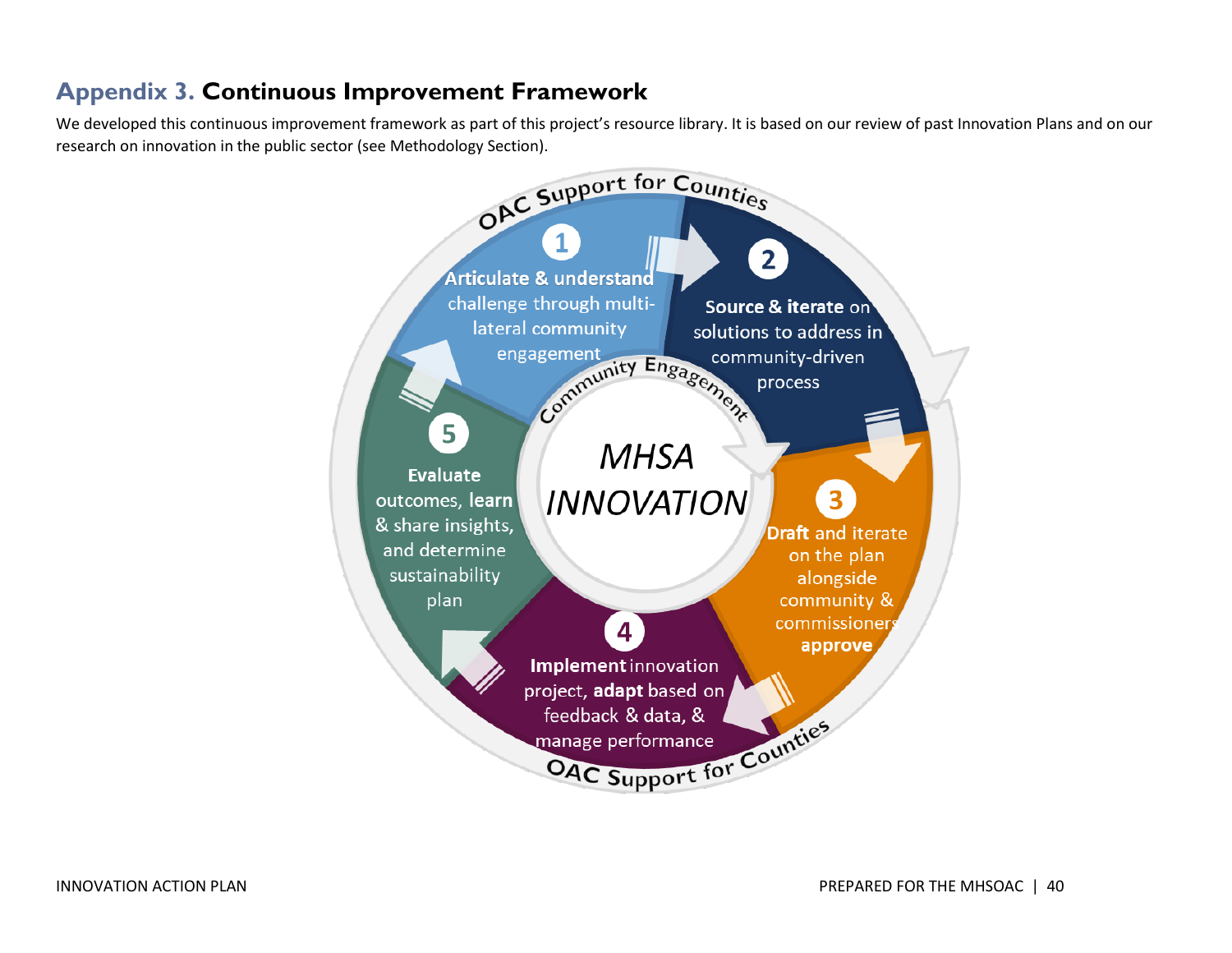## Appendix 3. Continuous Improvement Framework

We developed this continuous improvement framework as part of this project's resource library. It is based on our review of past Innovation Plans and on our research on innovation in the public sector (see Methodology Section).

OAC Support for Counties

**MHSA INNOVATION**

Community Engagement

1. **Articulate & understand** challenge through multi-lateral community engagement
2. **Source & iterate** on solutions to address in community-driven process
3. **Draft** and iterate on the plan alongside community & commissioners **approve**
4. **Implement** innovation project, **adapt** based on feedback & data, & manage performance
5. **Evaluate** outcomes, **learn** & share insights, and determine sustainability plan

OAC Support for Counties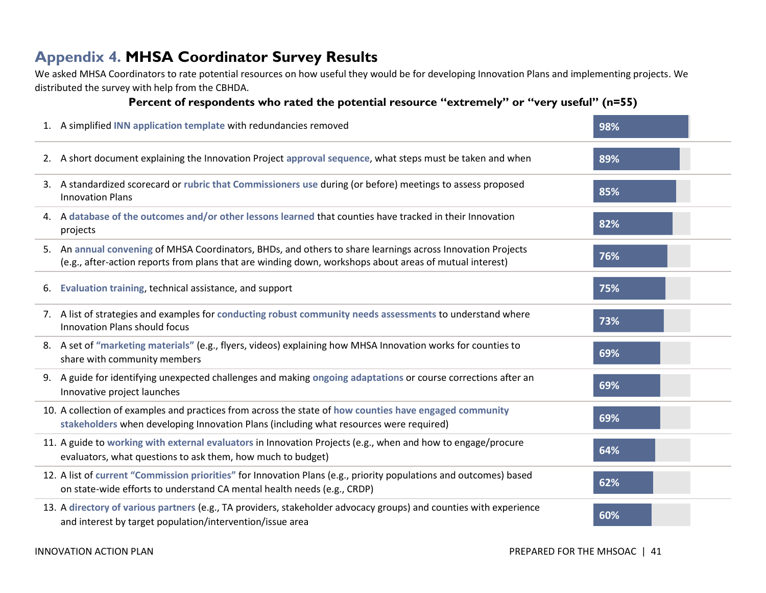# Appendix 4. MHSA Coordinator Survey Results

We asked MHSA Coordinators to rate potential resources on how useful they would be for developing Innovation Plans and implementing projects. We distributed the survey with help from the CBHDA.

**Percent of respondents who rated the potential resource "extremely" or "very useful" (n=55)**

| # | Potential resource | Percent |
|---|---|---|
| 1. | A simplified **INN application template** with redundancies removed | 98% |
| 2. | A short document explaining the Innovation Project **approval sequence**, what steps must be taken and when | 89% |
| 3. | A standardized scorecard or **rubric that Commissioners use** during (or before) meetings to assess proposed Innovation Plans | 85% |
| 4. | A **database of the outcomes and/or other lessons learned** that counties have tracked in their Innovation projects | 82% |
| 5. | An **annual convening** of MHSA Coordinators, BHDs, and others to share learnings across Innovation Projects (e.g., after-action reports from plans that are winding down, workshops about areas of mutual interest) | 76% |
| 6. | **Evaluation training**, technical assistance, and support | 75% |
| 7. | A list of strategies and examples for **conducting robust community needs assessments** to understand where Innovation Plans should focus | 73% |
| 8. | A set of **"marketing materials"** (e.g., flyers, videos) explaining how MHSA Innovation works for counties to share with community members | 69% |
| 9. | A guide for identifying unexpected challenges and making **ongoing adaptations** or course corrections after an Innovative project launches | 69% |
| 10. | A collection of examples and practices from across the state of **how counties have engaged community stakeholders** when developing Innovation Plans (including what resources were required) | 69% |
| 11. | A guide to **working with external evaluators** in Innovation Projects (e.g., when and how to engage/procure evaluators, what questions to ask them, how much to budget) | 64% |
| 12. | A list of **current "Commission priorities"** for Innovation Plans (e.g., priority populations and outcomes) based on state-wide efforts to understand CA mental health needs (e.g., CRDP) | 62% |
| 13. | A **directory of various partners** (e.g., TA providers, stakeholder advocacy groups) and counties with experience and interest by target population/intervention/issue area | 60% |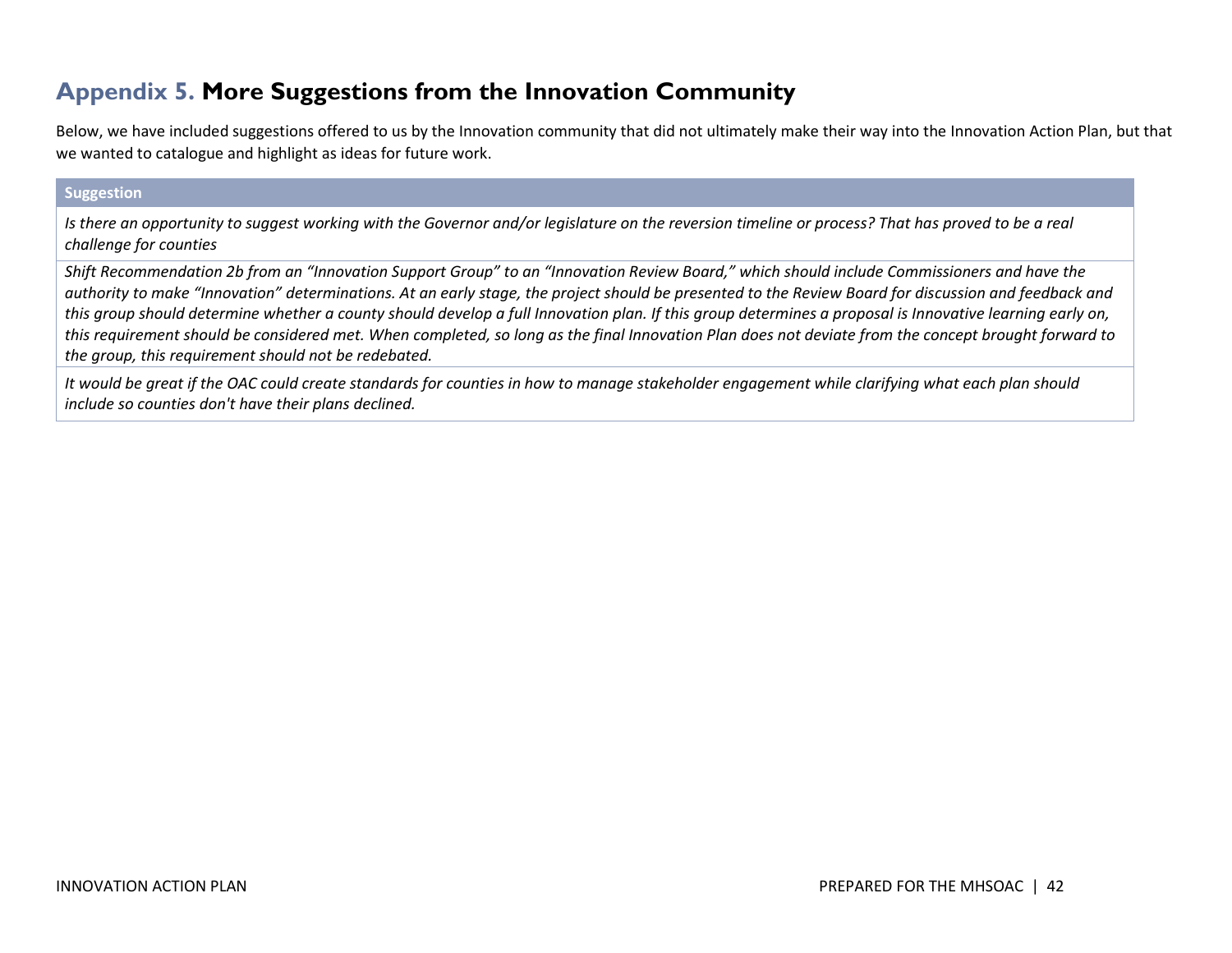## Appendix 5. More Suggestions from the Innovation Community

Below, we have included suggestions offered to us by the Innovation community that did not ultimately make their way into the Innovation Action Plan, but that we wanted to catalogue and highlight as ideas for future work.

| Suggestion |
| --- |
| *Is there an opportunity to suggest working with the Governor and/or legislature on the reversion timeline or process? That has proved to be a real challenge for counties* |
| *Shift Recommendation 2b from an "Innovation Support Group" to an "Innovation Review Board," which should include Commissioners and have the authority to make "Innovation" determinations. At an early stage, the project should be presented to the Review Board for discussion and feedback and this group should determine whether a county should develop a full Innovation plan. If this group determines a proposal is Innovative learning early on, this requirement should be considered met. When completed, so long as the final Innovation Plan does not deviate from the concept brought forward to the group, this requirement should not be redebated.* |
| *It would be great if the OAC could create standards for counties in how to manage stakeholder engagement while clarifying what each plan should include so counties don't have their plans declined.* |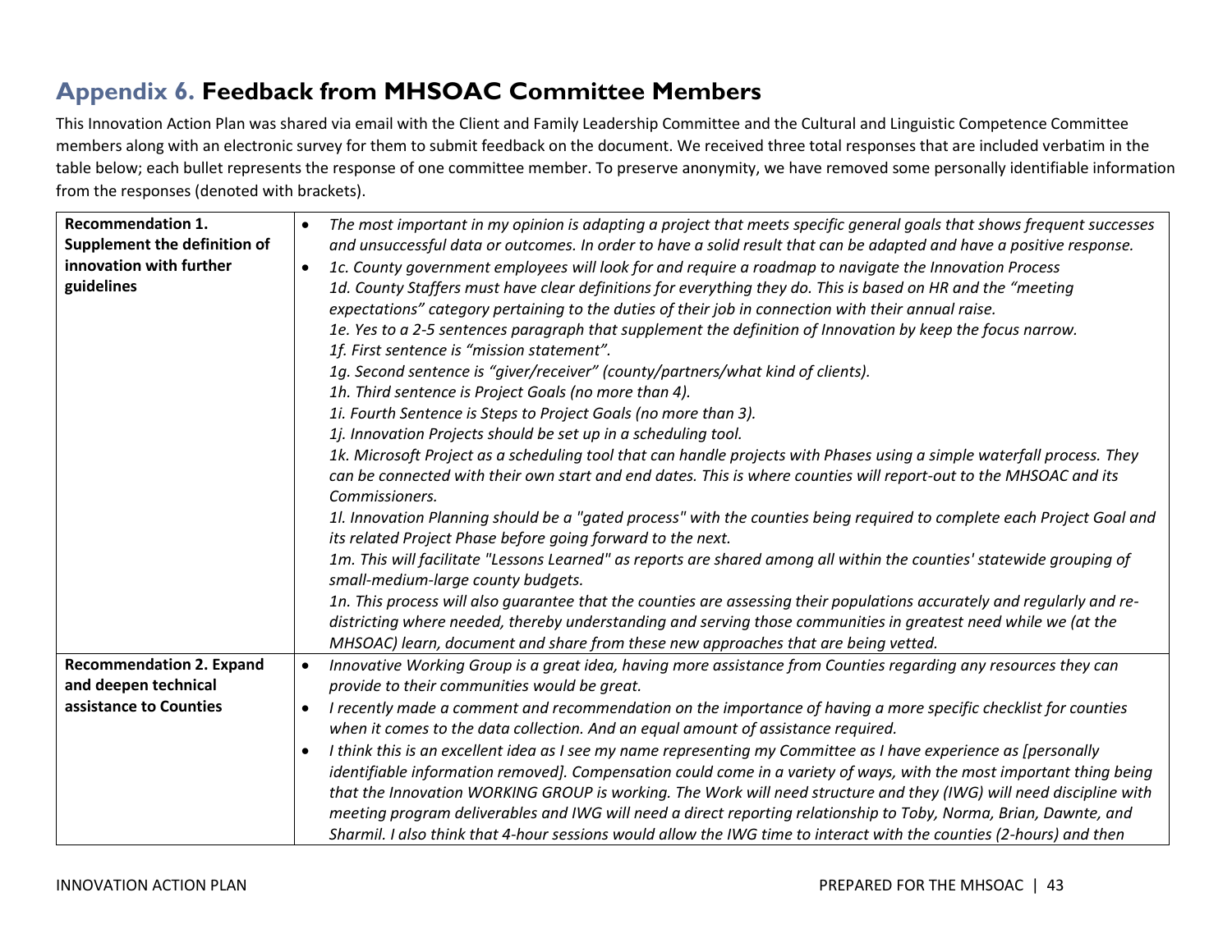# Appendix 6. Feedback from MHSOAC Committee Members

This Innovation Action Plan was shared via email with the Client and Family Leadership Committee and the Cultural and Linguistic Competence Committee members along with an electronic survey for them to submit feedback on the document. We received three total responses that are included verbatim in the table below; each bullet represents the response of one committee member. To preserve anonymity, we have removed some personally identifiable information from the responses (denoted with brackets).

| | |
|---|---|
| **Recommendation 1. Supplement the definition of innovation with further guidelines** | • *The most important in my opinion is adapting a project that meets specific general goals that shows frequent successes and unsuccessful data or outcomes. In order to have a solid result that can be adapted and have a positive response.*<br>• *1c. County government employees will look for and require a roadmap to navigate the Innovation Process*<br>*1d. County Staffers must have clear definitions for everything they do. This is based on HR and the "meeting expectations" category pertaining to the duties of their job in connection with their annual raise.*<br>*1e. Yes to a 2-5 sentences paragraph that supplement the definition of Innovation by keep the focus narrow.*<br>*1f. First sentence is "mission statement".*<br>*1g. Second sentence is "giver/receiver" (county/partners/what kind of clients).*<br>*1h. Third sentence is Project Goals (no more than 4).*<br>*1i. Fourth Sentence is Steps to Project Goals (no more than 3).*<br>*1j. Innovation Projects should be set up in a scheduling tool.*<br>*1k. Microsoft Project as a scheduling tool that can handle projects with Phases using a simple waterfall process. They can be connected with their own start and end dates. This is where counties will report-out to the MHSOAC and its Commissioners.*<br>*1l. Innovation Planning should be a "gated process" with the counties being required to complete each Project Goal and its related Project Phase before going forward to the next.*<br>*1m. This will facilitate "Lessons Learned" as reports are shared among all within the counties' statewide grouping of small-medium-large county budgets.*<br>*1n. This process will also guarantee that the counties are assessing their populations accurately and regularly and re-districting where needed, thereby understanding and serving those communities in greatest need while we (at the MHSOAC) learn, document and share from these new approaches that are being vetted.* |
| **Recommendation 2. Expand and deepen technical assistance to Counties** | • *Innovative Working Group is a great idea, having more assistance from Counties regarding any resources they can provide to their communities would be great.*<br>• *I recently made a comment and recommendation on the importance of having a more specific checklist for counties when it comes to the data collection. And an equal amount of assistance required.*<br>• *I think this is an excellent idea as I see my name representing my Committee as I have experience as [personally identifiable information removed]. Compensation could come in a variety of ways, with the most important thing being that the Innovation WORKING GROUP is working. The Work will need structure and they (IWG) will need discipline with meeting program deliverables and IWG will need a direct reporting relationship to Toby, Norma, Brian, Dawnte, and Sharmil. I also think that 4-hour sessions would allow the IWG time to interact with the counties (2-hours) and then* |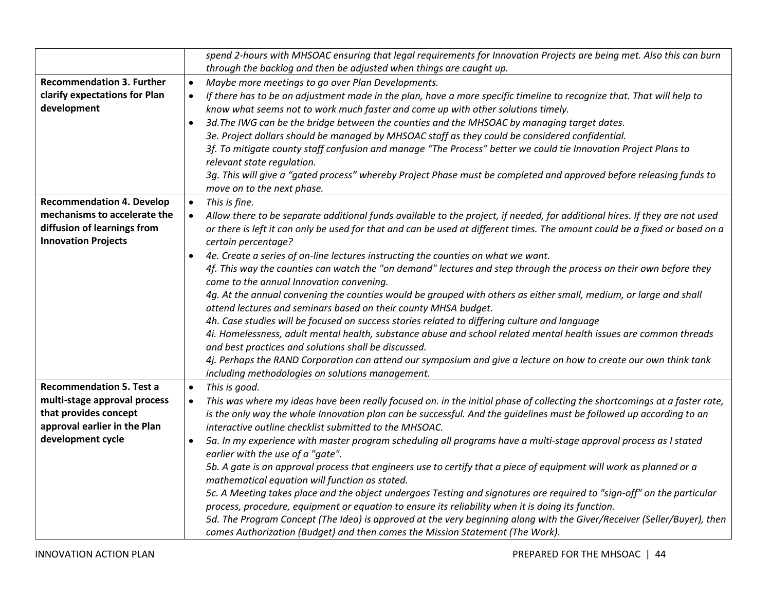| | |
|---|---|
| | *spend 2-hours with MHSOAC ensuring that legal requirements for Innovation Projects are being met. Also this can burn through the backlog and then be adjusted when things are caught up.* |
| **Recommendation 3. Further clarify expectations for Plan development** | • *Maybe more meetings to go over Plan Developments.*<br>• *If there has to be an adjustment made in the plan, have a more specific timeline to recognize that. That will help to know what seems not to work much faster and come up with other solutions timely.*<br>• *3d.The IWG can be the bridge between the counties and the MHSOAC by managing target dates.*<br>*3e. Project dollars should be managed by MHSOAC staff as they could be considered confidential.*<br>*3f. To mitigate county staff confusion and manage "The Process" better we could tie Innovation Project Plans to relevant state regulation.*<br>*3g. This will give a "gated process" whereby Project Phase must be completed and approved before releasing funds to move on to the next phase.* |
| **Recommendation 4. Develop mechanisms to accelerate the diffusion of learnings from Innovation Projects** | • *This is fine.*<br>• *Allow there to be separate additional funds available to the project, if needed, for additional hires. If they are not used or there is left it can only be used for that and can be used at different times. The amount could be a fixed or based on a certain percentage?*<br>• *4e. Create a series of on-line lectures instructing the counties on what we want.*<br>*4f. This way the counties can watch the "on demand" lectures and step through the process on their own before they come to the annual Innovation convening.*<br>*4g. At the annual convening the counties would be grouped with others as either small, medium, or large and shall attend lectures and seminars based on their county MHSA budget.*<br>*4h. Case studies will be focused on success stories related to differing culture and language*<br>*4i. Homelessness, adult mental health, substance abuse and school related mental health issues are common threads and best practices and solutions shall be discussed.*<br>*4j. Perhaps the RAND Corporation can attend our symposium and give a lecture on how to create our own think tank including methodologies on solutions management.* |
| **Recommendation 5. Test a multi-stage approval process that provides concept approval earlier in the Plan development cycle** | • *This is good.*<br>• *This was where my ideas have been really focused on. in the initial phase of collecting the shortcomings at a faster rate, is the only way the whole Innovation plan can be successful. And the guidelines must be followed up according to an interactive outline checklist submitted to the MHSOAC.*<br>• *5a. In my experience with master program scheduling all programs have a multi-stage approval process as I stated earlier with the use of a "gate".*<br>*5b. A gate is an approval process that engineers use to certify that a piece of equipment will work as planned or a mathematical equation will function as stated.*<br>*5c. A Meeting takes place and the object undergoes Testing and signatures are required to "sign-off" on the particular process, procedure, equipment or equation to ensure its reliability when it is doing its function.*<br>*5d. The Program Concept (The Idea) is approved at the very beginning along with the Giver/Receiver (Seller/Buyer), then comes Authorization (Budget) and then comes the Mission Statement (The Work).* |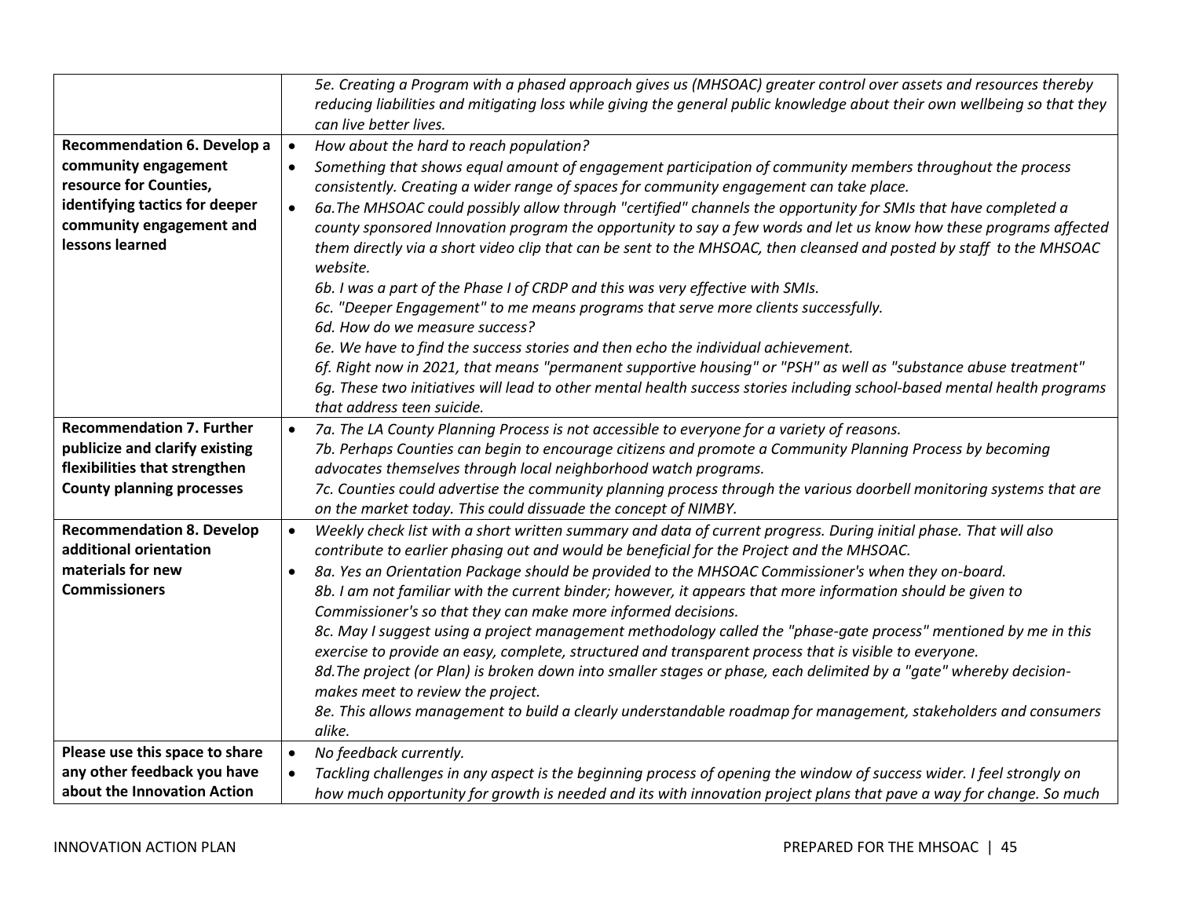| | |
|---|---|
| | *5e. Creating a Program with a phased approach gives us (MHSOAC) greater control over assets and resources thereby reducing liabilities and mitigating loss while giving the general public knowledge about their own wellbeing so that they can live better lives.* |
| **Recommendation 6. Develop a community engagement resource for Counties, identifying tactics for deeper community engagement and lessons learned** | • *How about the hard to reach population?*<br>• *Something that shows equal amount of engagement participation of community members throughout the process consistently. Creating a wider range of spaces for community engagement can take place.*<br>• *6a.The MHSOAC could possibly allow through "certified" channels the opportunity for SMIs that have completed a county sponsored Innovation program the opportunity to say a few words and let us know how these programs affected them directly via a short video clip that can be sent to the MHSOAC, then cleansed and posted by staff to the MHSOAC website.*<br>*6b. I was a part of the Phase I of CRDP and this was very effective with SMIs.*<br>*6c. "Deeper Engagement" to me means programs that serve more clients successfully.*<br>*6d. How do we measure success?*<br>*6e. We have to find the success stories and then echo the individual achievement.*<br>*6f. Right now in 2021, that means "permanent supportive housing" or "PSH" as well as "substance abuse treatment"*<br>*6g. These two initiatives will lead to other mental health success stories including school-based mental health programs that address teen suicide.* |
| **Recommendation 7. Further publicize and clarify existing flexibilities that strengthen County planning processes** | • *7a. The LA County Planning Process is not accessible to everyone for a variety of reasons.*<br>*7b. Perhaps Counties can begin to encourage citizens and promote a Community Planning Process by becoming advocates themselves through local neighborhood watch programs.*<br>*7c. Counties could advertise the community planning process through the various doorbell monitoring systems that are on the market today. This could dissuade the concept of NIMBY.* |
| **Recommendation 8. Develop additional orientation materials for new Commissioners** | • *Weekly check list with a short written summary and data of current progress. During initial phase. That will also contribute to earlier phasing out and would be beneficial for the Project and the MHSOAC.*<br>• *8a. Yes an Orientation Package should be provided to the MHSOAC Commissioner's when they on-board.*<br>*8b. I am not familiar with the current binder; however, it appears that more information should be given to Commissioner's so that they can make more informed decisions.*<br>*8c. May I suggest using a project management methodology called the "phase-gate process" mentioned by me in this exercise to provide an easy, complete, structured and transparent process that is visible to everyone.*<br>*8d.The project (or Plan) is broken down into smaller stages or phase, each delimited by a "gate" whereby decision-makes meet to review the project.*<br>*8e. This allows management to build a clearly understandable roadmap for management, stakeholders and consumers alike.* |
| **Please use this space to share any other feedback you have about the Innovation Action** | • *No feedback currently.*<br>• *Tackling challenges in any aspect is the beginning process of opening the window of success wider. I feel strongly on how much opportunity for growth is needed and its with innovation project plans that pave a way for change. So much* |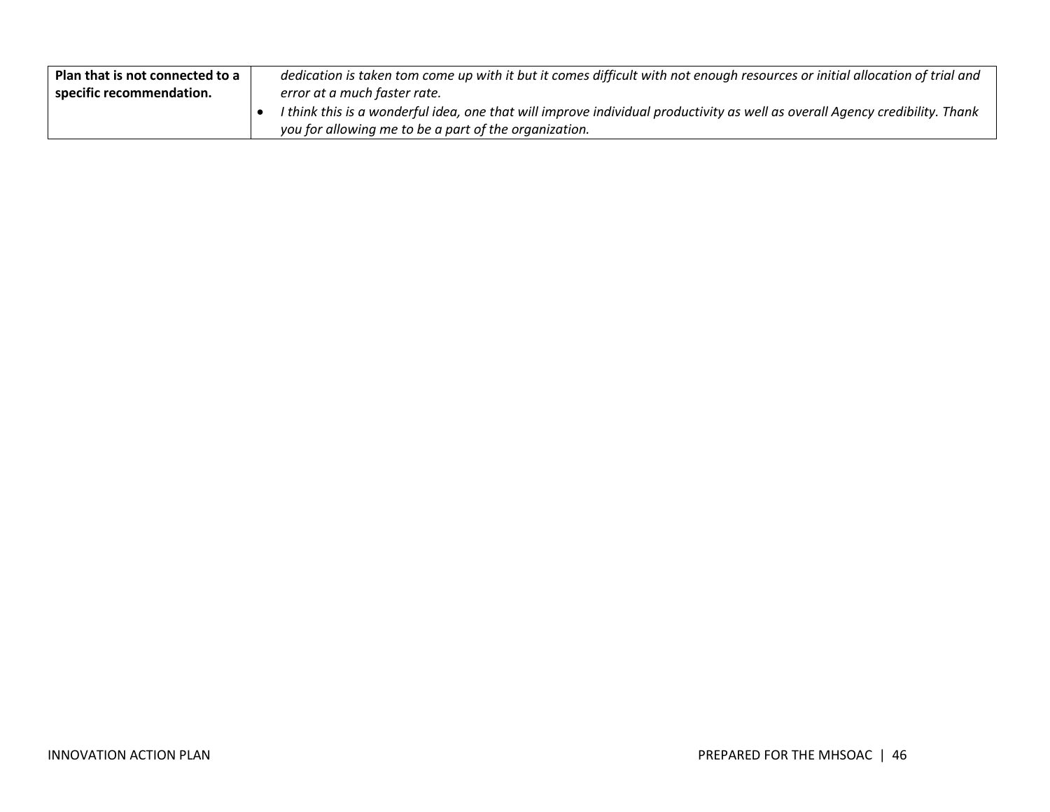| | |
|---|---|
| **Plan that is not connected to a specific recommendation.** | *dedication is taken tom come up with it but it comes difficult with not enough resources or initial allocation of trial and error at a much faster rate.*<br>• *I think this is a wonderful idea, one that will improve individual productivity as well as overall Agency credibility. Thank you for allowing me to be a part of the organization.* |